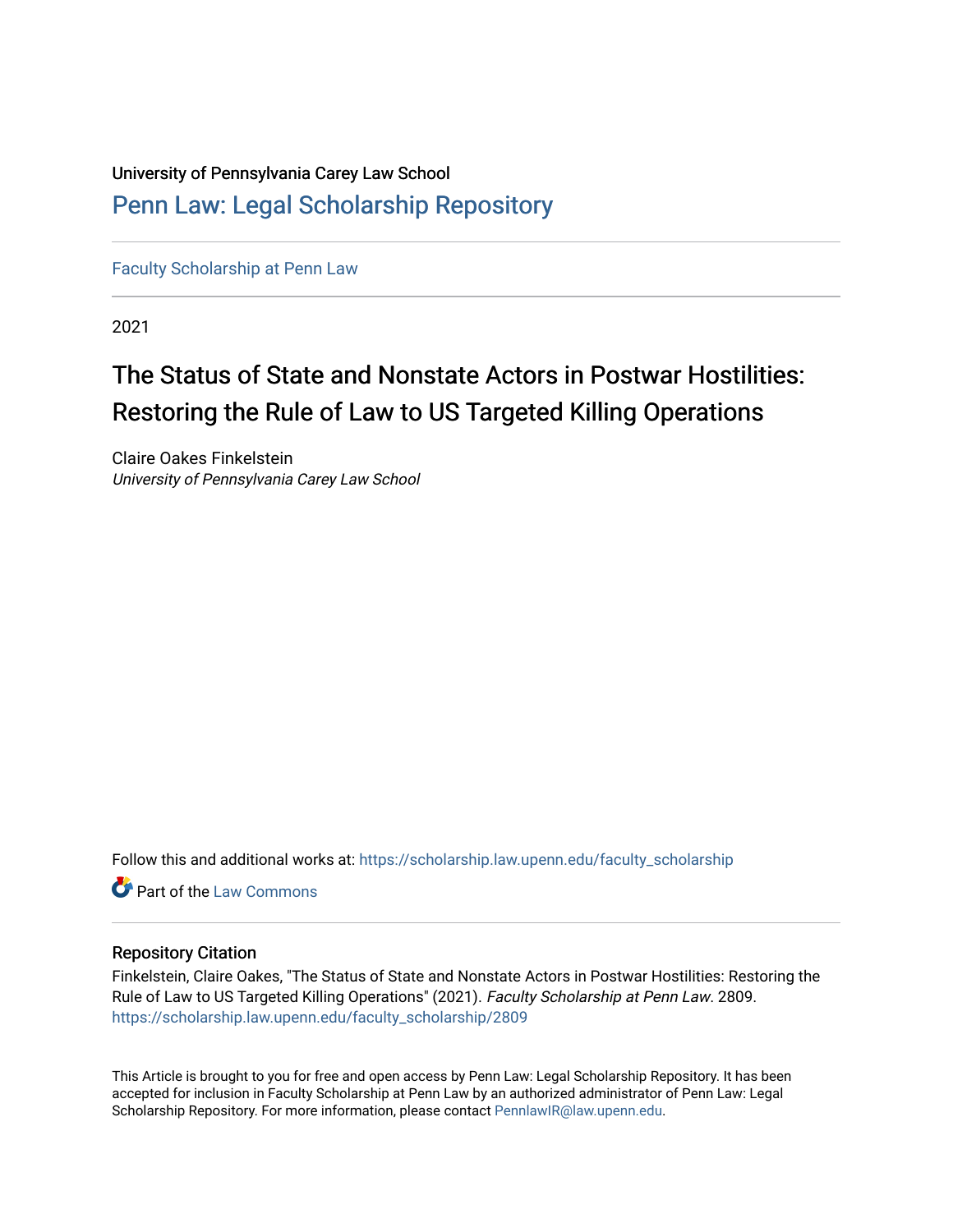University of Pennsylvania Carey Law School

# Penn Law: Legal Scholarship Repository

Faculty Scholarship at Penn Law

2021

# The Status of State and Nonstate Actors in Postwar Hostilities: Restoring the Rule of Law to US Targeted Killing Operations

Claire Oakes Finkelstein
*University of Pennsylvania Carey Law School*

Follow this and additional works at: https://scholarship.law.upenn.edu/faculty_scholarship

Part of the Law Commons

## Repository Citation

Finkelstein, Claire Oakes, "The Status of State and Nonstate Actors in Postwar Hostilities: Restoring the Rule of Law to US Targeted Killing Operations" (2021). *Faculty Scholarship at Penn Law*. 2809.
https://scholarship.law.upenn.edu/faculty_scholarship/2809

This Article is brought to you for free and open access by Penn Law: Legal Scholarship Repository. It has been accepted for inclusion in Faculty Scholarship at Penn Law by an authorized administrator of Penn Law: Legal Scholarship Repository. For more information, please contact PennlawIR@law.upenn.edu.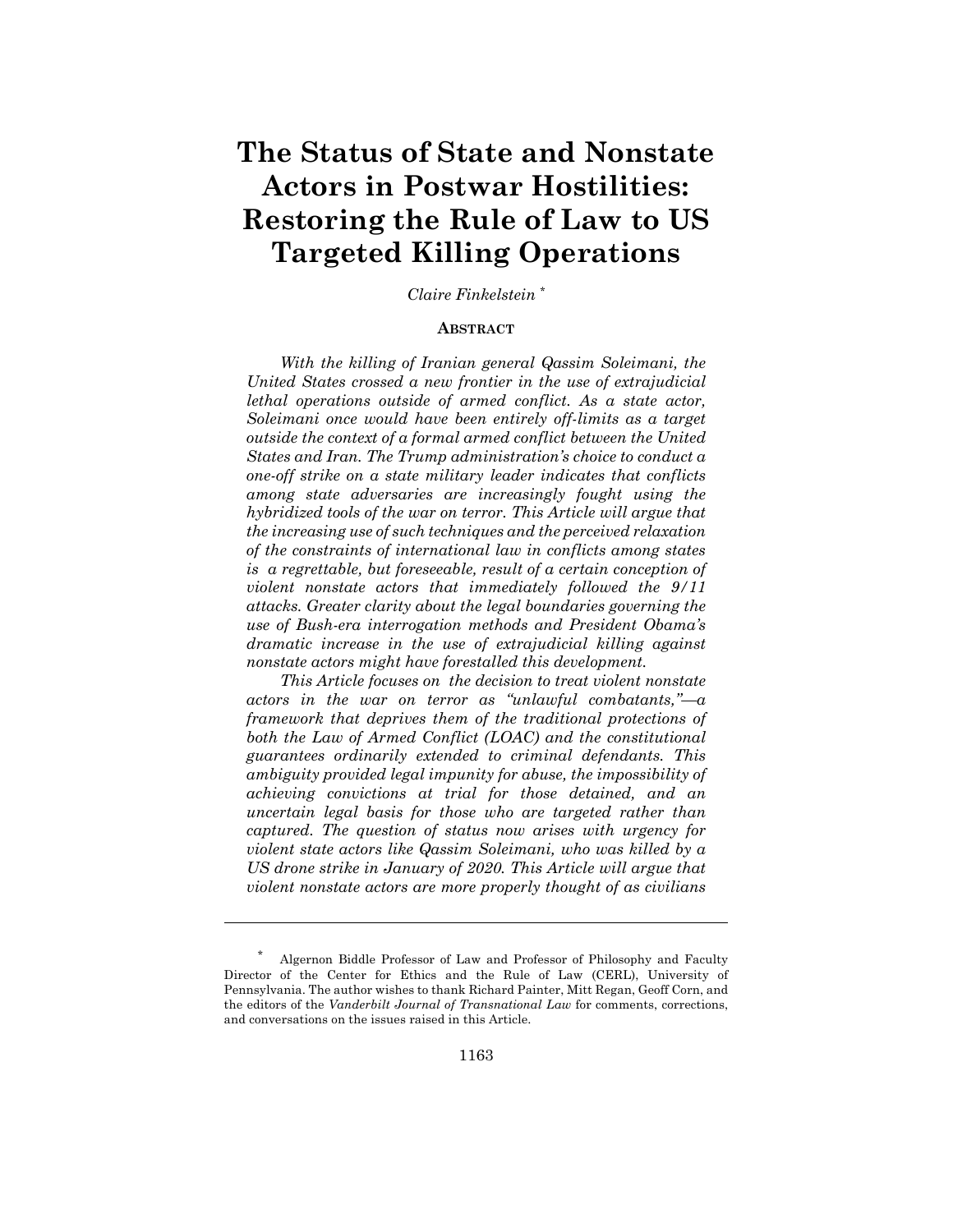# The Status of State and Nonstate Actors in Postwar Hostilities: Restoring the Rule of Law to US Targeted Killing Operations

*Claire Finkelstein* [*]

## Abstract

*With the killing of Iranian general Qassim Soleimani, the United States crossed a new frontier in the use of extrajudicial lethal operations outside of armed conflict. As a state actor, Soleimani once would have been entirely off-limits as a target outside the context of a formal armed conflict between the United States and Iran. The Trump administration's choice to conduct a one-off strike on a state military leader indicates that conflicts among state adversaries are increasingly fought using the hybridized tools of the war on terror. This Article will argue that the increasing use of such techniques and the perceived relaxation of the constraints of international law in conflicts among states is a regrettable, but foreseeable, result of a certain conception of violent nonstate actors that immediately followed the 9/11 attacks. Greater clarity about the legal boundaries governing the use of Bush-era interrogation methods and President Obama's dramatic increase in the use of extrajudicial killing against nonstate actors might have forestalled this development.*

*This Article focuses on the decision to treat violent nonstate actors in the war on terror as "unlawful combatants,"—a framework that deprives them of the traditional protections of both the Law of Armed Conflict (LOAC) and the constitutional guarantees ordinarily extended to criminal defendants. This ambiguity provided legal impunity for abuse, the impossibility of achieving convictions at trial for those detained, and an uncertain legal basis for those who are targeted rather than captured. The question of status now arises with urgency for violent state actors like Qassim Soleimani, who was killed by a US drone strike in January of 2020. This Article will argue that violent nonstate actors are more properly thought of as civilians*

---

[*] Algernon Biddle Professor of Law and Professor of Philosophy and Faculty Director of the Center for Ethics and the Rule of Law (CERL), University of Pennsylvania. The author wishes to thank Richard Painter, Mitt Regan, Geoff Corn, and the editors of the *Vanderbilt Journal of Transnational Law* for comments, corrections, and conversations on the issues raised in this Article.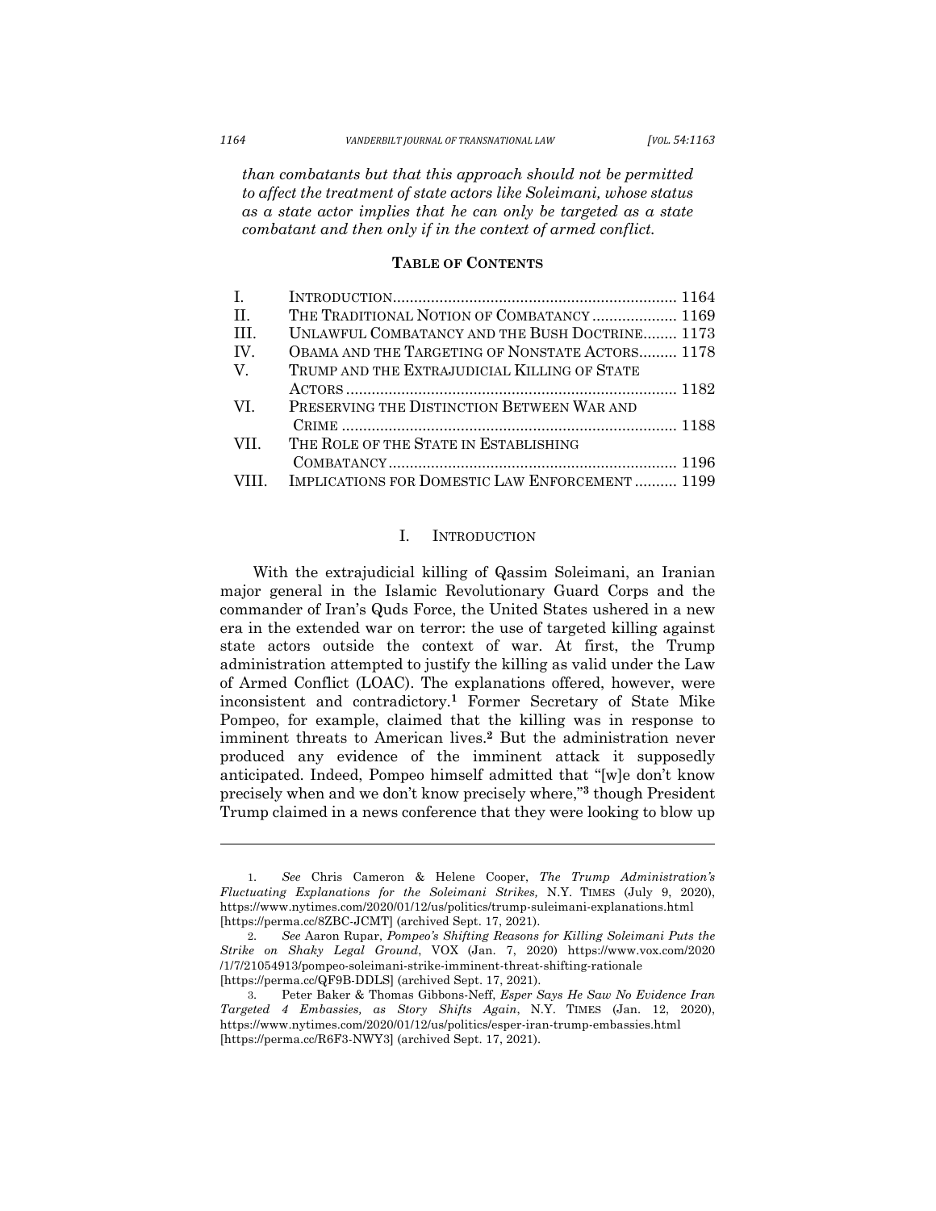*than combatants but that this approach should not be permitted to affect the treatment of state actors like Soleimani, whose status as a state actor implies that he can only be targeted as a state combatant and then only if in the context of armed conflict.*

**TABLE OF CONTENTS**

| | | |
|---|---|---|
| I. | INTRODUCTION | 1164 |
| II. | THE TRADITIONAL NOTION OF COMBATANCY | 1169 |
| III. | UNLAWFUL COMBATANCY AND THE BUSH DOCTRINE | 1173 |
| IV. | OBAMA AND THE TARGETING OF NONSTATE ACTORS | 1178 |
| V. | TRUMP AND THE EXTRAJUDICIAL KILLING OF STATE ACTORS | 1182 |
| VI. | PRESERVING THE DISTINCTION BETWEEN WAR AND CRIME | 1188 |
| VII. | THE ROLE OF THE STATE IN ESTABLISHING COMBATANCY | 1196 |
| VIII. | IMPLICATIONS FOR DOMESTIC LAW ENFORCEMENT | 1199 |

## I. INTRODUCTION

With the extrajudicial killing of Qassim Soleimani, an Iranian major general in the Islamic Revolutionary Guard Corps and the commander of Iran's Quds Force, the United States ushered in a new era in the extended war on terror: the use of targeted killing against state actors outside the context of war. At first, the Trump administration attempted to justify the killing as valid under the Law of Armed Conflict (LOAC). The explanations offered, however, were inconsistent and contradictory.[1] Former Secretary of State Mike Pompeo, for example, claimed that the killing was in response to imminent threats to American lives.[2] But the administration never produced any evidence of the imminent attack it supposedly anticipated. Indeed, Pompeo himself admitted that "[w]e don't know precisely when and we don't know precisely where,"[3] though President Trump claimed in a news conference that they were looking to blow up

---

1. *See* Chris Cameron & Helene Cooper, *The Trump Administration's Fluctuating Explanations for the Soleimani Strikes,* N.Y. TIMES (July 9, 2020), https://www.nytimes.com/2020/01/12/us/politics/trump-suleimani-explanations.html [https://perma.cc/8ZBC-JCMT] (archived Sept. 17, 2021).

2. *See* Aaron Rupar, *Pompeo's Shifting Reasons for Killing Soleimani Puts the Strike on Shaky Legal Ground*, VOX (Jan. 7, 2020) https://www.vox.com/2020/1/7/21054913/pompeo-soleimani-strike-imminent-threat-shifting-rationale [https://perma.cc/QF9B-DDLS] (archived Sept. 17, 2021).

3. Peter Baker & Thomas Gibbons-Neff, *Esper Says He Saw No Evidence Iran Targeted 4 Embassies, as Story Shifts Again*, N.Y. TIMES (Jan. 12, 2020), https://www.nytimes.com/2020/01/12/us/politics/esper-iran-trump-embassies.html [https://perma.cc/R6F3-NWY3] (archived Sept. 17, 2021).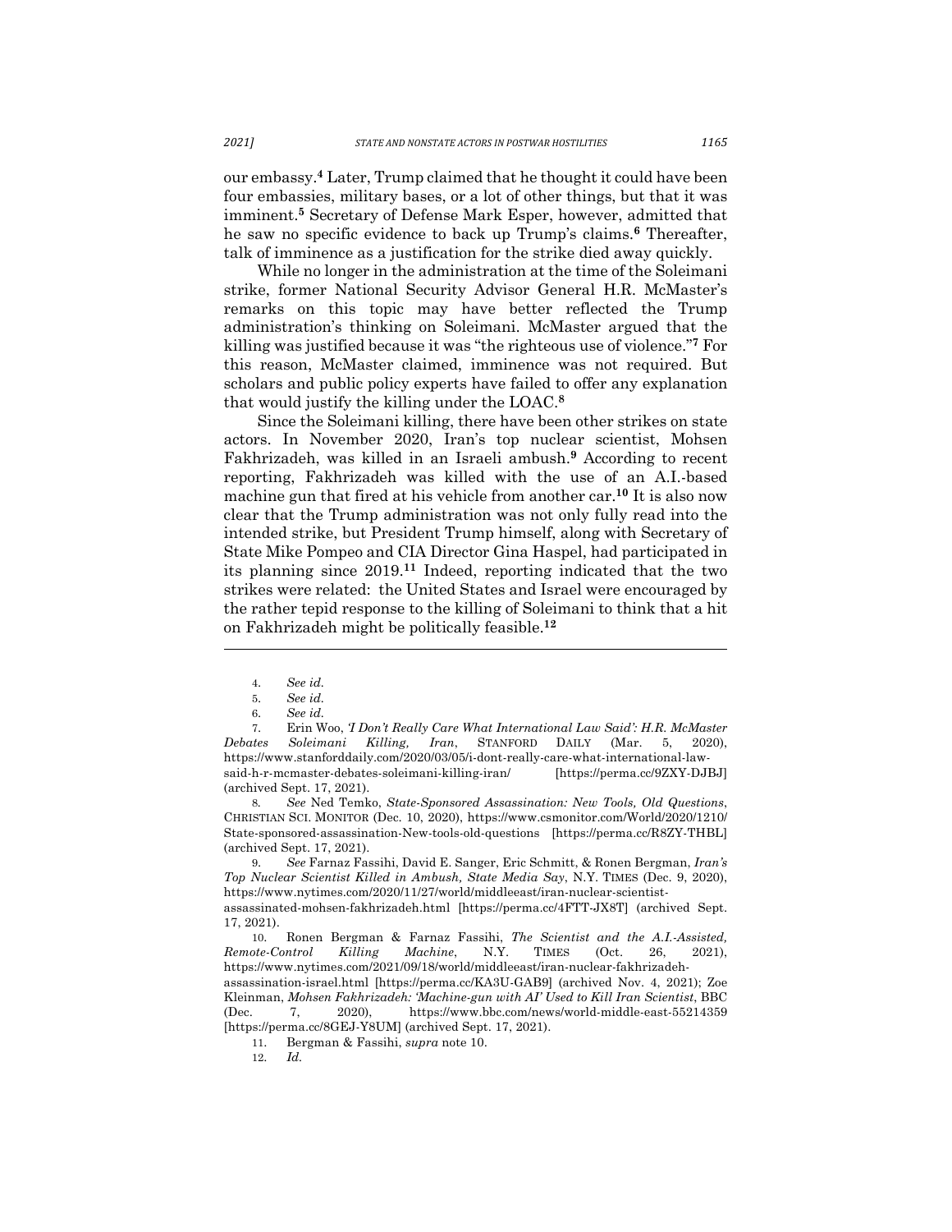our embassy.[4] Later, Trump claimed that he thought it could have been four embassies, military bases, or a lot of other things, but that it was imminent.[5] Secretary of Defense Mark Esper, however, admitted that he saw no specific evidence to back up Trump's claims.[6] Thereafter, talk of imminence as a justification for the strike died away quickly.

While no longer in the administration at the time of the Soleimani strike, former National Security Advisor General H.R. McMaster's remarks on this topic may have better reflected the Trump administration's thinking on Soleimani. McMaster argued that the killing was justified because it was "the righteous use of violence."[7] For this reason, McMaster claimed, imminence was not required. But scholars and public policy experts have failed to offer any explanation that would justify the killing under the LOAC.[8]

Since the Soleimani killing, there have been other strikes on state actors. In November 2020, Iran's top nuclear scientist, Mohsen Fakhrizadeh, was killed in an Israeli ambush.[9] According to recent reporting, Fakhrizadeh was killed with the use of an A.I.-based machine gun that fired at his vehicle from another car.[10] It is also now clear that the Trump administration was not only fully read into the intended strike, but President Trump himself, along with Secretary of State Mike Pompeo and CIA Director Gina Haspel, had participated in its planning since 2019.[11] Indeed, reporting indicated that the two strikes were related: the United States and Israel were encouraged by the rather tepid response to the killing of Soleimani to think that a hit on Fakhrizadeh might be politically feasible.[12]

---

4. *See id.*

5. *See id.*

6. *See id.*

7. Erin Woo, *'I Don't Really Care What International Law Said': H.R. McMaster Debates Soleimani Killing, Iran*, STANFORD DAILY (Mar. 5, 2020), https://www.stanforddaily.com/2020/03/05/i-dont-really-care-what-international-law-said-h-r-mcmaster-debates-soleimani-killing-iran/ [https://perma.cc/9ZXY-DJBJ] (archived Sept. 17, 2021).

8. *See* Ned Temko, *State-Sponsored Assassination: New Tools, Old Questions*, CHRISTIAN SCI. MONITOR (Dec. 10, 2020), https://www.csmonitor.com/World/2020/1210/State-sponsored-assassination-New-tools-old-questions [https://perma.cc/R8ZY-THBL] (archived Sept. 17, 2021).

9. *See* Farnaz Fassihi, David E. Sanger, Eric Schmitt, & Ronen Bergman, *Iran's Top Nuclear Scientist Killed in Ambush, State Media Say*, N.Y. TIMES (Dec. 9, 2020), https://www.nytimes.com/2020/11/27/world/middleeast/iran-nuclear-scientist-assassinated-mohsen-fakhrizadeh.html [https://perma.cc/4FTT-JX8T] (archived Sept. 17, 2021).

10. Ronen Bergman & Farnaz Fassihi, *The Scientist and the A.I.-Assisted, Remote-Control Killing Machine*, N.Y. TIMES (Oct. 26, 2021), https://www.nytimes.com/2021/09/18/world/middleeast/iran-nuclear-fakhrizadeh-assassination-israel.html [https://perma.cc/KA3U-GAB9] (archived Nov. 4, 2021); Zoe Kleinman, *Mohsen Fakhrizadeh: 'Machine-gun with AI' Used to Kill Iran Scientist*, BBC (Dec. 7, 2020), https://www.bbc.com/news/world-middle-east-55214359 [https://perma.cc/8GEJ-Y8UM] (archived Sept. 17, 2021).

11. Bergman & Fassihi, *supra* note 10.

12. *Id.*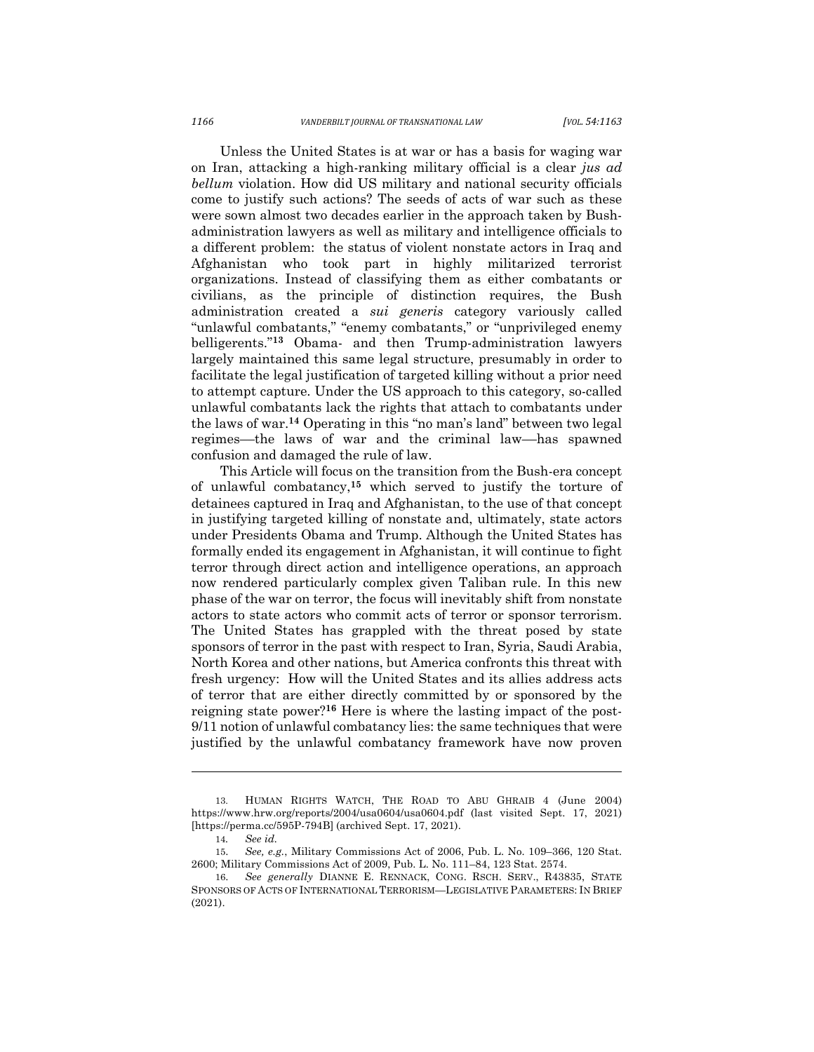Unless the United States is at war or has a basis for waging war on Iran, attacking a high-ranking military official is a clear *jus ad bellum* violation. How did US military and national security officials come to justify such actions? The seeds of acts of war such as these were sown almost two decades earlier in the approach taken by Bush-administration lawyers as well as military and intelligence officials to a different problem: the status of violent nonstate actors in Iraq and Afghanistan who took part in highly militarized terrorist organizations. Instead of classifying them as either combatants or civilians, as the principle of distinction requires, the Bush administration created a *sui generis* category variously called "unlawful combatants," "enemy combatants," or "unprivileged enemy belligerents."[13] Obama- and then Trump-administration lawyers largely maintained this same legal structure, presumably in order to facilitate the legal justification of targeted killing without a prior need to attempt capture. Under the US approach to this category, so-called unlawful combatants lack the rights that attach to combatants under the laws of war.[14] Operating in this "no man's land" between two legal regimes—the laws of war and the criminal law—has spawned confusion and damaged the rule of law.

This Article will focus on the transition from the Bush-era concept of unlawful combatancy,[15] which served to justify the torture of detainees captured in Iraq and Afghanistan, to the use of that concept in justifying targeted killing of nonstate and, ultimately, state actors under Presidents Obama and Trump. Although the United States has formally ended its engagement in Afghanistan, it will continue to fight terror through direct action and intelligence operations, an approach now rendered particularly complex given Taliban rule. In this new phase of the war on terror, the focus will inevitably shift from nonstate actors to state actors who commit acts of terror or sponsor terrorism. The United States has grappled with the threat posed by state sponsors of terror in the past with respect to Iran, Syria, Saudi Arabia, North Korea and other nations, but America confronts this threat with fresh urgency: How will the United States and its allies address acts of terror that are either directly committed by or sponsored by the reigning state power?[16] Here is where the lasting impact of the post-9/11 notion of unlawful combatancy lies: the same techniques that were justified by the unlawful combatancy framework have now proven

---

13. HUMAN RIGHTS WATCH, THE ROAD TO ABU GHRAIB 4 (June 2004) https://www.hrw.org/reports/2004/usa0604/usa0604.pdf (last visited Sept. 17, 2021) [https://perma.cc/595P-794B] (archived Sept. 17, 2021).

14. *See id.*

15. *See, e.g.*, Military Commissions Act of 2006, Pub. L. No. 109–366, 120 Stat. 2600; Military Commissions Act of 2009, Pub. L. No. 111–84, 123 Stat. 2574.

16. *See generally* DIANNE E. RENNACK, CONG. RSCH. SERV., R43835, STATE SPONSORS OF ACTS OF INTERNATIONAL TERRORISM—LEGISLATIVE PARAMETERS: IN BRIEF (2021).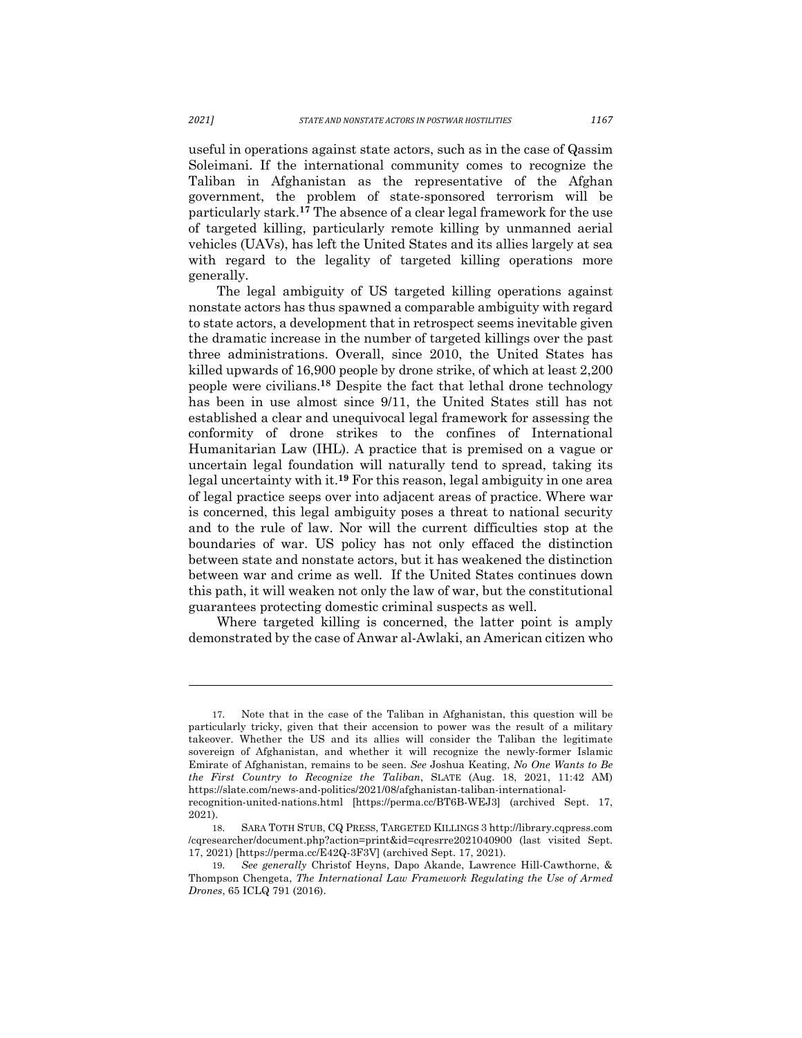useful in operations against state actors, such as in the case of Qassim Soleimani. If the international community comes to recognize the Taliban in Afghanistan as the representative of the Afghan government, the problem of state-sponsored terrorism will be particularly stark.[17] The absence of a clear legal framework for the use of targeted killing, particularly remote killing by unmanned aerial vehicles (UAVs), has left the United States and its allies largely at sea with regard to the legality of targeted killing operations more generally.

The legal ambiguity of US targeted killing operations against nonstate actors has thus spawned a comparable ambiguity with regard to state actors, a development that in retrospect seems inevitable given the dramatic increase in the number of targeted killings over the past three administrations. Overall, since 2010, the United States has killed upwards of 16,900 people by drone strike, of which at least 2,200 people were civilians.[18] Despite the fact that lethal drone technology has been in use almost since 9/11, the United States still has not established a clear and unequivocal legal framework for assessing the conformity of drone strikes to the confines of International Humanitarian Law (IHL). A practice that is premised on a vague or uncertain legal foundation will naturally tend to spread, taking its legal uncertainty with it.[19] For this reason, legal ambiguity in one area of legal practice seeps over into adjacent areas of practice. Where war is concerned, this legal ambiguity poses a threat to national security and to the rule of law. Nor will the current difficulties stop at the boundaries of war. US policy has not only effaced the distinction between state and nonstate actors, but it has weakened the distinction between war and crime as well. If the United States continues down this path, it will weaken not only the law of war, but the constitutional guarantees protecting domestic criminal suspects as well.

Where targeted killing is concerned, the latter point is amply demonstrated by the case of Anwar al-Awlaki, an American citizen who

---

17. Note that in the case of the Taliban in Afghanistan, this question will be particularly tricky, given that their accension to power was the result of a military takeover. Whether the US and its allies will consider the Taliban the legitimate sovereign of Afghanistan, and whether it will recognize the newly-former Islamic Emirate of Afghanistan, remains to be seen. *See* Joshua Keating, *No One Wants to Be the First Country to Recognize the Taliban*, SLATE (Aug. 18, 2021, 11:42 AM) https://slate.com/news-and-politics/2021/08/afghanistan-taliban-international-recognition-united-nations.html [https://perma.cc/BT6B-WEJ3] (archived Sept. 17, 2021).

18. SARA TOTH STUB, CQ PRESS, TARGETED KILLINGS 3 http://library.cqpress.com/cqresearcher/document.php?action=print&id=cqresrre2021040900 (last visited Sept. 17, 2021) [https://perma.cc/E42Q-3F3V] (archived Sept. 17, 2021).

19. *See generally* Christof Heyns, Dapo Akande, Lawrence Hill-Cawthorne, & Thompson Chengeta, *The International Law Framework Regulating the Use of Armed Drones*, 65 ICLQ 791 (2016).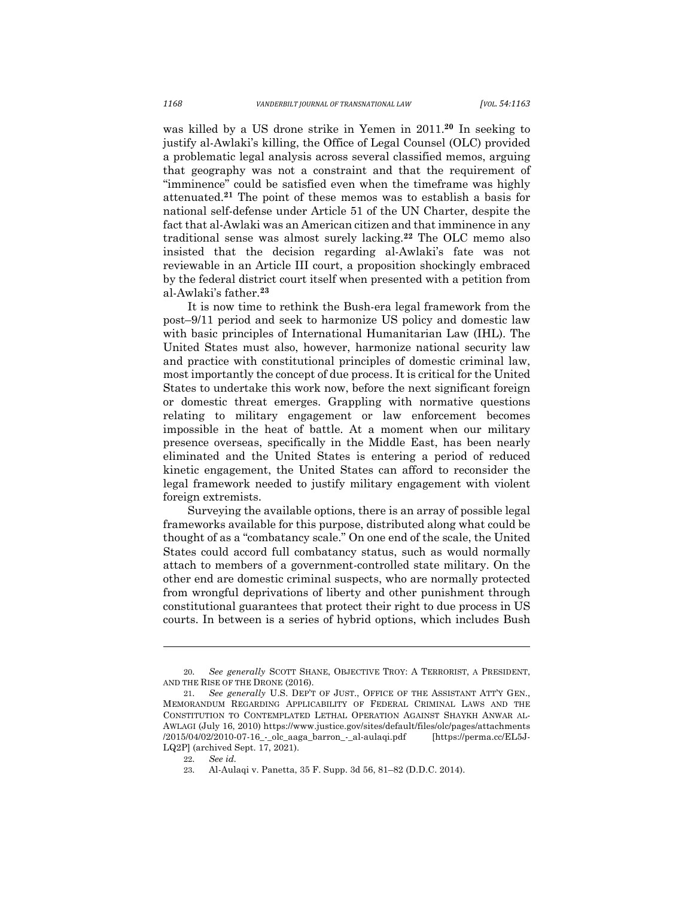was killed by a US drone strike in Yemen in 2011.[20] In seeking to justify al-Awlaki's killing, the Office of Legal Counsel (OLC) provided a problematic legal analysis across several classified memos, arguing that geography was not a constraint and that the requirement of "imminence" could be satisfied even when the timeframe was highly attenuated.[21] The point of these memos was to establish a basis for national self-defense under Article 51 of the UN Charter, despite the fact that al-Awlaki was an American citizen and that imminence in any traditional sense was almost surely lacking.[22] The OLC memo also insisted that the decision regarding al-Awlaki's fate was not reviewable in an Article III court, a proposition shockingly embraced by the federal district court itself when presented with a petition from al-Awlaki's father.[23]

It is now time to rethink the Bush-era legal framework from the post–9/11 period and seek to harmonize US policy and domestic law with basic principles of International Humanitarian Law (IHL). The United States must also, however, harmonize national security law and practice with constitutional principles of domestic criminal law, most importantly the concept of due process. It is critical for the United States to undertake this work now, before the next significant foreign or domestic threat emerges. Grappling with normative questions relating to military engagement or law enforcement becomes impossible in the heat of battle. At a moment when our military presence overseas, specifically in the Middle East, has been nearly eliminated and the United States is entering a period of reduced kinetic engagement, the United States can afford to reconsider the legal framework needed to justify military engagement with violent foreign extremists.

Surveying the available options, there is an array of possible legal frameworks available for this purpose, distributed along what could be thought of as a "combatancy scale." On one end of the scale, the United States could accord full combatancy status, such as would normally attach to members of a government-controlled state military. On the other end are domestic criminal suspects, who are normally protected from wrongful deprivations of liberty and other punishment through constitutional guarantees that protect their right to due process in US courts. In between is a series of hybrid options, which includes Bush

---

20. *See generally* SCOTT SHANE, OBJECTIVE TROY: A TERRORIST, A PRESIDENT, AND THE RISE OF THE DRONE (2016).

21. *See generally* U.S. DEP'T OF JUST., OFFICE OF THE ASSISTANT ATT'Y GEN., MEMORANDUM REGARDING APPLICABILITY OF FEDERAL CRIMINAL LAWS AND THE CONSTITUTION TO CONTEMPLATED LETHAL OPERATION AGAINST SHAYKH ANWAR AL-AWLAGI (July 16, 2010) https://www.justice.gov/sites/default/files/olc/pages/attachments/2015/04/02/2010-07-16_-_olc_aaga_barron_-_al-aulaqi.pdf [https://perma.cc/EL5J-LQ2P] (archived Sept. 17, 2021).

22. *See id.*

23. Al-Aulaqi v. Panetta, 35 F. Supp. 3d 56, 81–82 (D.D.C. 2014).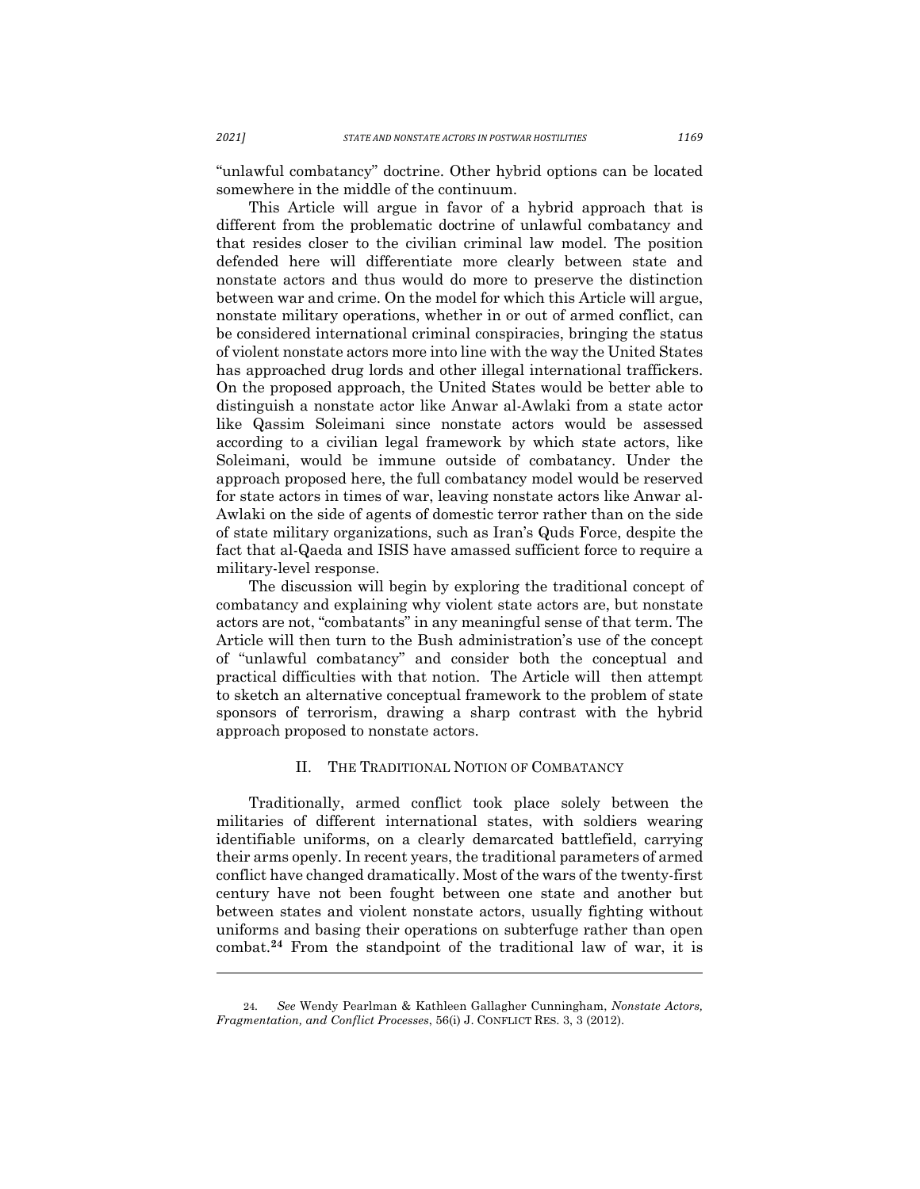"unlawful combatancy" doctrine. Other hybrid options can be located somewhere in the middle of the continuum.

This Article will argue in favor of a hybrid approach that is different from the problematic doctrine of unlawful combatancy and that resides closer to the civilian criminal law model. The position defended here will differentiate more clearly between state and nonstate actors and thus would do more to preserve the distinction between war and crime. On the model for which this Article will argue, nonstate military operations, whether in or out of armed conflict, can be considered international criminal conspiracies, bringing the status of violent nonstate actors more into line with the way the United States has approached drug lords and other illegal international traffickers. On the proposed approach, the United States would be better able to distinguish a nonstate actor like Anwar al-Awlaki from a state actor like Qassim Soleimani since nonstate actors would be assessed according to a civilian legal framework by which state actors, like Soleimani, would be immune outside of combatancy. Under the approach proposed here, the full combatancy model would be reserved for state actors in times of war, leaving nonstate actors like Anwar al-Awlaki on the side of agents of domestic terror rather than on the side of state military organizations, such as Iran's Quds Force, despite the fact that al-Qaeda and ISIS have amassed sufficient force to require a military-level response.

The discussion will begin by exploring the traditional concept of combatancy and explaining why violent state actors are, but nonstate actors are not, "combatants" in any meaningful sense of that term. The Article will then turn to the Bush administration's use of the concept of "unlawful combatancy" and consider both the conceptual and practical difficulties with that notion. The Article will then attempt to sketch an alternative conceptual framework to the problem of state sponsors of terrorism, drawing a sharp contrast with the hybrid approach proposed to nonstate actors.

## II. THE TRADITIONAL NOTION OF COMBATANCY

Traditionally, armed conflict took place solely between the militaries of different international states, with soldiers wearing identifiable uniforms, on a clearly demarcated battlefield, carrying their arms openly. In recent years, the traditional parameters of armed conflict have changed dramatically. Most of the wars of the twenty-first century have not been fought between one state and another but between states and violent nonstate actors, usually fighting without uniforms and basing their operations on subterfuge rather than open combat.[24] From the standpoint of the traditional law of war, it is

---

24. *See* Wendy Pearlman & Kathleen Gallagher Cunningham, *Nonstate Actors, Fragmentation, and Conflict Processes*, 56(i) J. CONFLICT RES. 3, 3 (2012).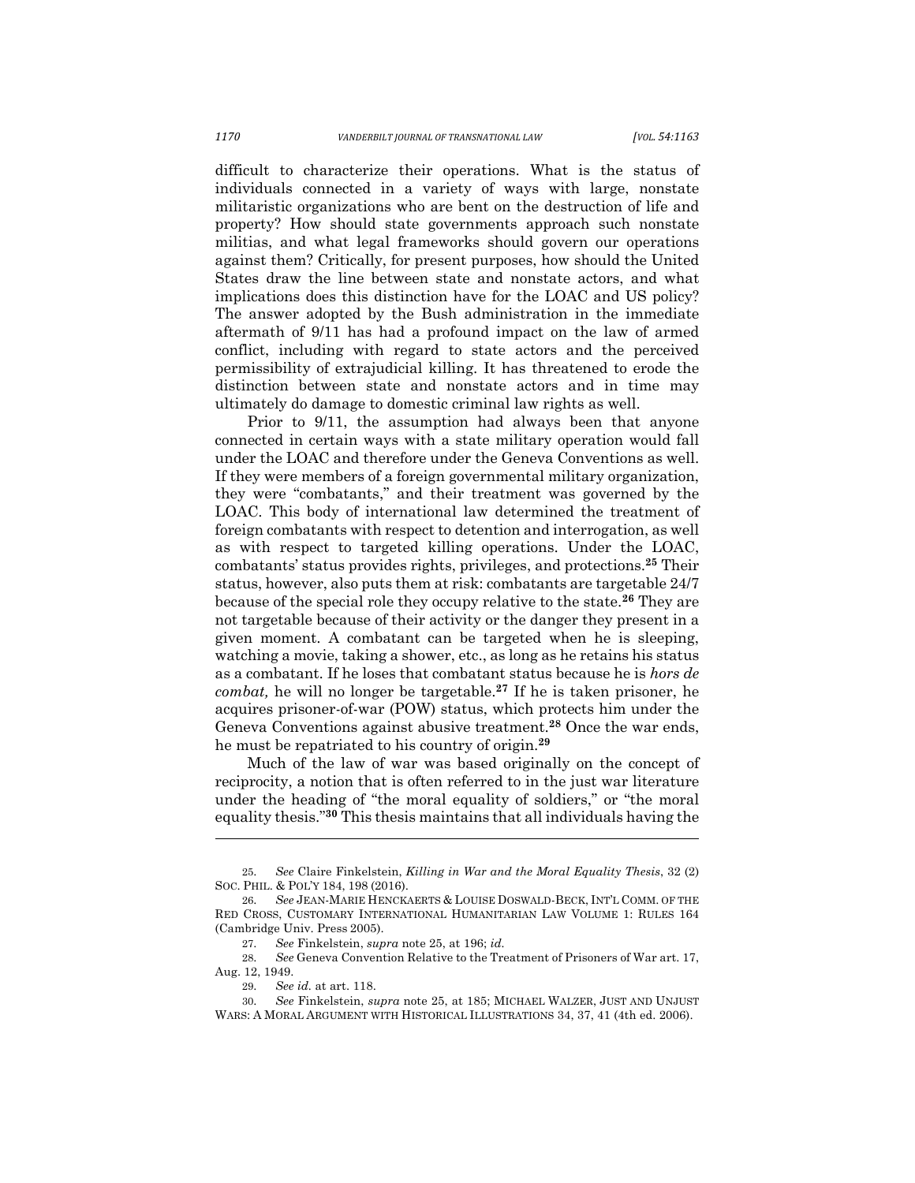difficult to characterize their operations. What is the status of individuals connected in a variety of ways with large, nonstate militaristic organizations who are bent on the destruction of life and property? How should state governments approach such nonstate militias, and what legal frameworks should govern our operations against them? Critically, for present purposes, how should the United States draw the line between state and nonstate actors, and what implications does this distinction have for the LOAC and US policy? The answer adopted by the Bush administration in the immediate aftermath of 9/11 has had a profound impact on the law of armed conflict, including with regard to state actors and the perceived permissibility of extrajudicial killing. It has threatened to erode the distinction between state and nonstate actors and in time may ultimately do damage to domestic criminal law rights as well.

Prior to 9/11, the assumption had always been that anyone connected in certain ways with a state military operation would fall under the LOAC and therefore under the Geneva Conventions as well. If they were members of a foreign governmental military organization, they were "combatants," and their treatment was governed by the LOAC. This body of international law determined the treatment of foreign combatants with respect to detention and interrogation, as well as with respect to targeted killing operations. Under the LOAC, combatants' status provides rights, privileges, and protections.[25] Their status, however, also puts them at risk: combatants are targetable 24/7 because of the special role they occupy relative to the state.[26] They are not targetable because of their activity or the danger they present in a given moment. A combatant can be targeted when he is sleeping, watching a movie, taking a shower, etc., as long as he retains his status as a combatant. If he loses that combatant status because he is *hors de combat,* he will no longer be targetable.[27] If he is taken prisoner, he acquires prisoner-of-war (POW) status, which protects him under the Geneva Conventions against abusive treatment.[28] Once the war ends, he must be repatriated to his country of origin.[29]

Much of the law of war was based originally on the concept of reciprocity, a notion that is often referred to in the just war literature under the heading of "the moral equality of soldiers," or "the moral equality thesis."[30] This thesis maintains that all individuals having the

---

25. *See* Claire Finkelstein, *Killing in War and the Moral Equality Thesis*, 32 (2) SOC. PHIL. & POL'Y 184, 198 (2016).

26. *See* JEAN-MARIE HENCKAERTS & LOUISE DOSWALD-BECK, INT'L COMM. OF THE RED CROSS, CUSTOMARY INTERNATIONAL HUMANITARIAN LAW VOLUME 1: RULES 164 (Cambridge Univ. Press 2005).

27. *See* Finkelstein, *supra* note 25, at 196; *id.*

28. *See* Geneva Convention Relative to the Treatment of Prisoners of War art. 17, Aug. 12, 1949.

29. *See id.* at art. 118.

30. *See* Finkelstein, *supra* note 25, at 185; MICHAEL WALZER, JUST AND UNJUST WARS: A MORAL ARGUMENT WITH HISTORICAL ILLUSTRATIONS 34, 37, 41 (4th ed. 2006).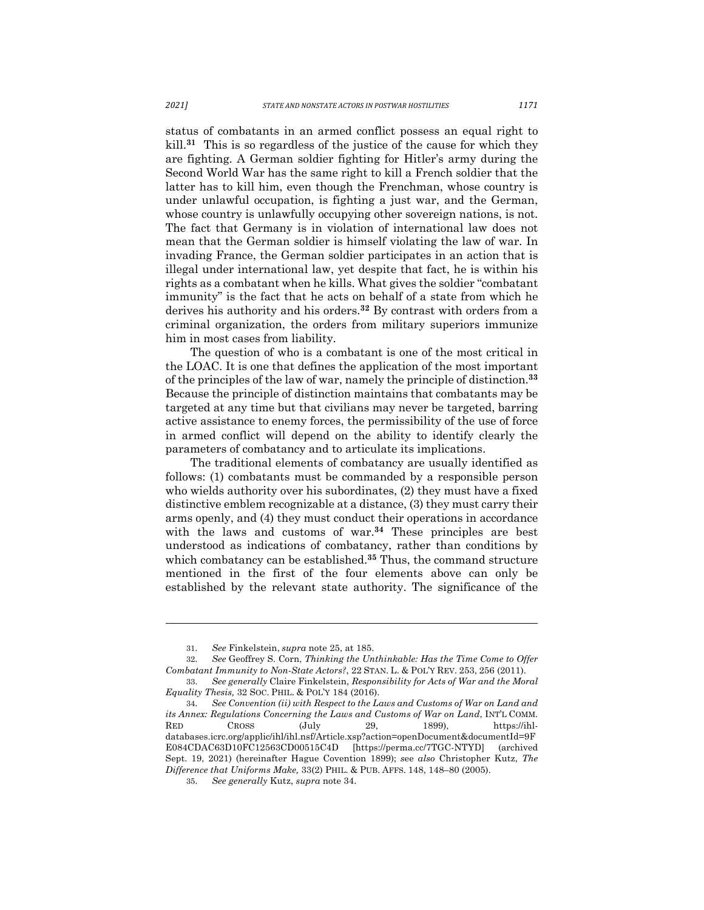status of combatants in an armed conflict possess an equal right to kill.[31] This is so regardless of the justice of the cause for which they are fighting. A German soldier fighting for Hitler's army during the Second World War has the same right to kill a French soldier that the latter has to kill him, even though the Frenchman, whose country is under unlawful occupation, is fighting a just war, and the German, whose country is unlawfully occupying other sovereign nations, is not. The fact that Germany is in violation of international law does not mean that the German soldier is himself violating the law of war. In invading France, the German soldier participates in an action that is illegal under international law, yet despite that fact, he is within his rights as a combatant when he kills. What gives the soldier "combatant immunity" is the fact that he acts on behalf of a state from which he derives his authority and his orders.[32] By contrast with orders from a criminal organization, the orders from military superiors immunize him in most cases from liability.

The question of who is a combatant is one of the most critical in the LOAC. It is one that defines the application of the most important of the principles of the law of war, namely the principle of distinction.[33] Because the principle of distinction maintains that combatants may be targeted at any time but that civilians may never be targeted, barring active assistance to enemy forces, the permissibility of the use of force in armed conflict will depend on the ability to identify clearly the parameters of combatancy and to articulate its implications.

The traditional elements of combatancy are usually identified as follows: (1) combatants must be commanded by a responsible person who wields authority over his subordinates, (2) they must have a fixed distinctive emblem recognizable at a distance, (3) they must carry their arms openly, and (4) they must conduct their operations in accordance with the laws and customs of war.[34] These principles are best understood as indications of combatancy, rather than conditions by which combatancy can be established.[35] Thus, the command structure mentioned in the first of the four elements above can only be established by the relevant state authority. The significance of the

---

31. *See* Finkelstein, *supra* note 25, at 185.

32. *See* Geoffrey S. Corn, *Thinking the Unthinkable: Has the Time Come to Offer Combatant Immunity to Non-State Actors?*, 22 STAN. L. & POL'Y REV. 253, 256 (2011).

33. *See generally* Claire Finkelstein, *Responsibility for Acts of War and the Moral Equality Thesis,* 32 SOC. PHIL. & POL'Y 184 (2016).

34. *See Convention (ii) with Respect to the Laws and Customs of War on Land and its Annex: Regulations Concerning the Laws and Customs of War on Land*, INT'L COMM. RED CROSS (July 29, 1899), https://ihl-databases.icrc.org/applic/ihl/ihl.nsf/Article.xsp?action=openDocument&documentId=9FE084CDAC63D10FC12563CD00515C4D [https://perma.cc/7TGC-NTYD] (archived Sept. 19, 2021) (hereinafter Hague Covention 1899); *see also* Christopher Kutz, *The Difference that Uniforms Make,* 33(2) PHIL. & PUB. AFFS. 148, 148–80 (2005).

35. *See generally* Kutz, *supra* note 34.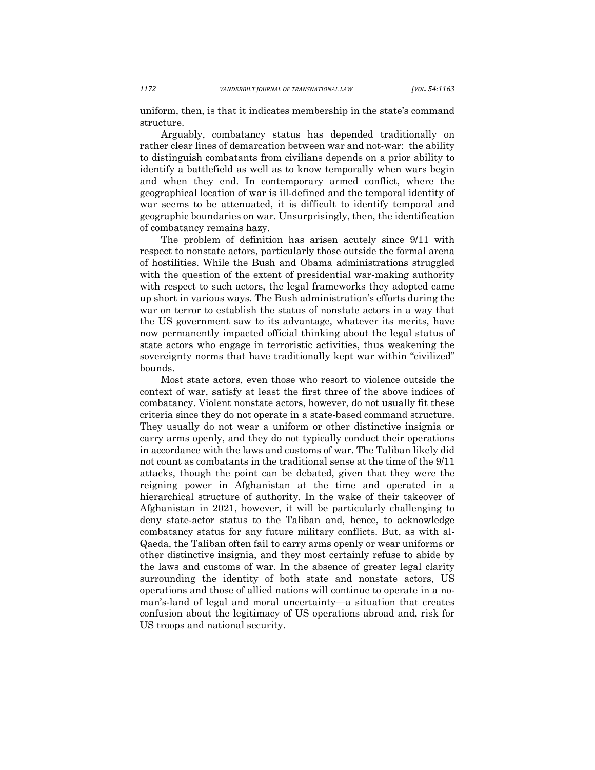uniform, then, is that it indicates membership in the state's command structure.

Arguably, combatancy status has depended traditionally on rather clear lines of demarcation between war and not-war: the ability to distinguish combatants from civilians depends on a prior ability to identify a battlefield as well as to know temporally when wars begin and when they end. In contemporary armed conflict, where the geographical location of war is ill-defined and the temporal identity of war seems to be attenuated, it is difficult to identify temporal and geographic boundaries on war. Unsurprisingly, then, the identification of combatancy remains hazy.

The problem of definition has arisen acutely since 9/11 with respect to nonstate actors, particularly those outside the formal arena of hostilities. While the Bush and Obama administrations struggled with the question of the extent of presidential war-making authority with respect to such actors, the legal frameworks they adopted came up short in various ways. The Bush administration's efforts during the war on terror to establish the status of nonstate actors in a way that the US government saw to its advantage, whatever its merits, have now permanently impacted official thinking about the legal status of state actors who engage in terroristic activities, thus weakening the sovereignty norms that have traditionally kept war within "civilized" bounds.

Most state actors, even those who resort to violence outside the context of war, satisfy at least the first three of the above indices of combatancy. Violent nonstate actors, however, do not usually fit these criteria since they do not operate in a state-based command structure. They usually do not wear a uniform or other distinctive insignia or carry arms openly, and they do not typically conduct their operations in accordance with the laws and customs of war. The Taliban likely did not count as combatants in the traditional sense at the time of the 9/11 attacks, though the point can be debated, given that they were the reigning power in Afghanistan at the time and operated in a hierarchical structure of authority. In the wake of their takeover of Afghanistan in 2021, however, it will be particularly challenging to deny state-actor status to the Taliban and, hence, to acknowledge combatancy status for any future military conflicts. But, as with al-Qaeda, the Taliban often fail to carry arms openly or wear uniforms or other distinctive insignia, and they most certainly refuse to abide by the laws and customs of war. In the absence of greater legal clarity surrounding the identity of both state and nonstate actors, US operations and those of allied nations will continue to operate in a no-man's-land of legal and moral uncertainty—a situation that creates confusion about the legitimacy of US operations abroad and, risk for US troops and national security.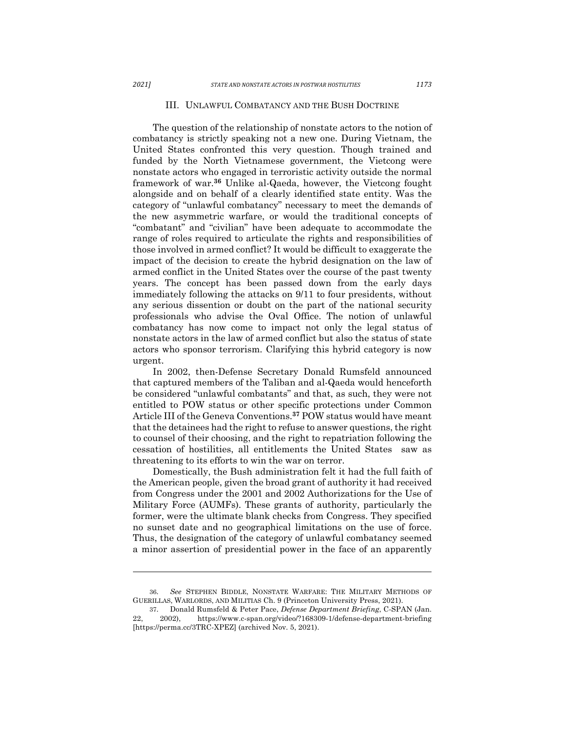## III. UNLAWFUL COMBATANCY AND THE BUSH DOCTRINE

The question of the relationship of nonstate actors to the notion of combatancy is strictly speaking not a new one. During Vietnam, the United States confronted this very question. Though trained and funded by the North Vietnamese government, the Vietcong were nonstate actors who engaged in terroristic activity outside the normal framework of war.[36] Unlike al-Qaeda, however, the Vietcong fought alongside and on behalf of a clearly identified state entity. Was the category of "unlawful combatancy" necessary to meet the demands of the new asymmetric warfare, or would the traditional concepts of "combatant" and "civilian" have been adequate to accommodate the range of roles required to articulate the rights and responsibilities of those involved in armed conflict? It would be difficult to exaggerate the impact of the decision to create the hybrid designation on the law of armed conflict in the United States over the course of the past twenty years. The concept has been passed down from the early days immediately following the attacks on 9/11 to four presidents, without any serious dissention or doubt on the part of the national security professionals who advise the Oval Office. The notion of unlawful combatancy has now come to impact not only the legal status of nonstate actors in the law of armed conflict but also the status of state actors who sponsor terrorism. Clarifying this hybrid category is now urgent.

In 2002, then-Defense Secretary Donald Rumsfeld announced that captured members of the Taliban and al-Qaeda would henceforth be considered "unlawful combatants" and that, as such, they were not entitled to POW status or other specific protections under Common Article III of the Geneva Conventions.[37] POW status would have meant that the detainees had the right to refuse to answer questions, the right to counsel of their choosing, and the right to repatriation following the cessation of hostilities, all entitlements the United States saw as threatening to its efforts to win the war on terror.

Domestically, the Bush administration felt it had the full faith of the American people, given the broad grant of authority it had received from Congress under the 2001 and 2002 Authorizations for the Use of Military Force (AUMFs). These grants of authority, particularly the former, were the ultimate blank checks from Congress. They specified no sunset date and no geographical limitations on the use of force. Thus, the designation of the category of unlawful combatancy seemed a minor assertion of presidential power in the face of an apparently

---

36. *See* STEPHEN BIDDLE, NONSTATE WARFARE: THE MILITARY METHODS OF GUERILLAS, WARLORDS, AND MILITIAS Ch. 9 (Princeton University Press, 2021).

37. Donald Rumsfeld & Peter Pace, *Defense Department Briefing*, C-SPAN (Jan. 22, 2002), https://www.c-span.org/video/?168309-1/defense-department-briefing [https://perma.cc/3TRC-XPEZ] (archived Nov. 5, 2021).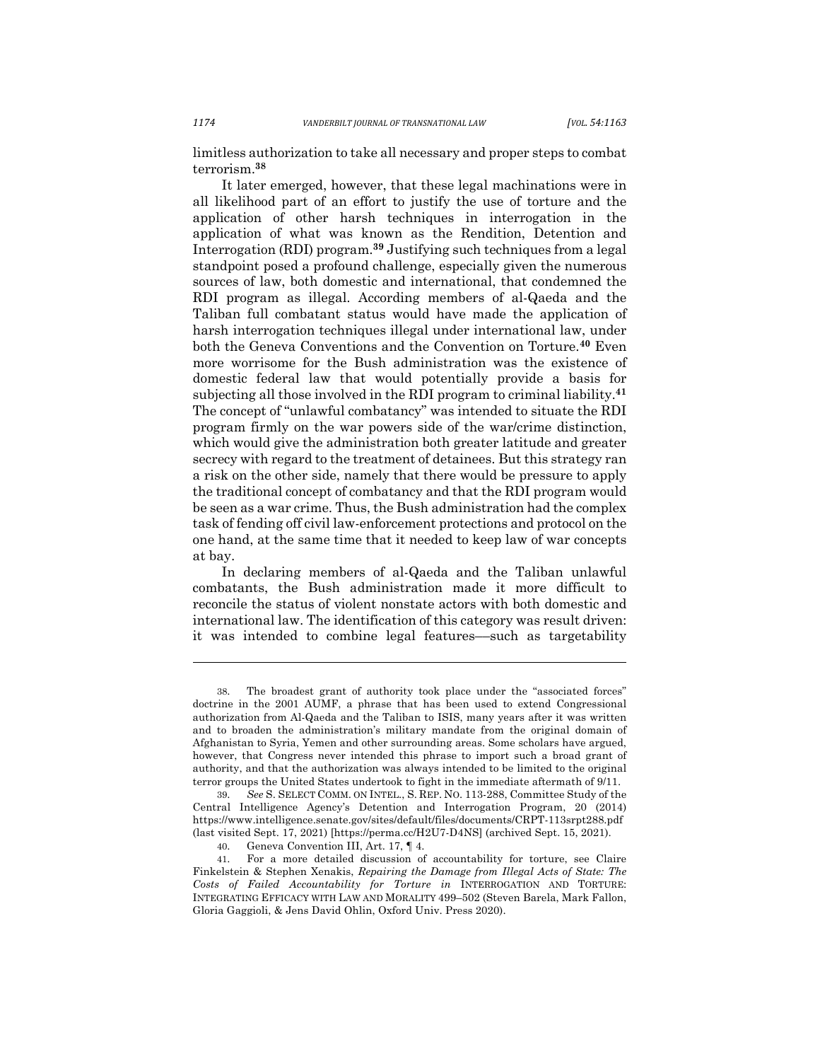limitless authorization to take all necessary and proper steps to combat terrorism.[38]

It later emerged, however, that these legal machinations were in all likelihood part of an effort to justify the use of torture and the application of other harsh techniques in interrogation in the application of what was known as the Rendition, Detention and Interrogation (RDI) program.[39] Justifying such techniques from a legal standpoint posed a profound challenge, especially given the numerous sources of law, both domestic and international, that condemned the RDI program as illegal. According members of al-Qaeda and the Taliban full combatant status would have made the application of harsh interrogation techniques illegal under international law, under both the Geneva Conventions and the Convention on Torture.[40] Even more worrisome for the Bush administration was the existence of domestic federal law that would potentially provide a basis for subjecting all those involved in the RDI program to criminal liability.[41] The concept of "unlawful combatancy" was intended to situate the RDI program firmly on the war powers side of the war/crime distinction, which would give the administration both greater latitude and greater secrecy with regard to the treatment of detainees. But this strategy ran a risk on the other side, namely that there would be pressure to apply the traditional concept of combatancy and that the RDI program would be seen as a war crime. Thus, the Bush administration had the complex task of fending off civil law-enforcement protections and protocol on the one hand, at the same time that it needed to keep law of war concepts at bay.

In declaring members of al-Qaeda and the Taliban unlawful combatants, the Bush administration made it more difficult to reconcile the status of violent nonstate actors with both domestic and international law. The identification of this category was result driven: it was intended to combine legal features—such as targetability

---

38. The broadest grant of authority took place under the "associated forces" doctrine in the 2001 AUMF, a phrase that has been used to extend Congressional authorization from Al-Qaeda and the Taliban to ISIS, many years after it was written and to broaden the administration's military mandate from the original domain of Afghanistan to Syria, Yemen and other surrounding areas. Some scholars have argued, however, that Congress never intended this phrase to import such a broad grant of authority, and that the authorization was always intended to be limited to the original terror groups the United States undertook to fight in the immediate aftermath of 9/11.

39. *See* S. SELECT COMM. ON INTEL., S. REP. NO. 113-288, Committee Study of the Central Intelligence Agency's Detention and Interrogation Program, 20 (2014) https://www.intelligence.senate.gov/sites/default/files/documents/CRPT-113srpt288.pdf (last visited Sept. 17, 2021) [https://perma.cc/H2U7-D4NS] (archived Sept. 15, 2021).

40. Geneva Convention III, Art. 17, ¶ 4.

41. For a more detailed discussion of accountability for torture, see Claire Finkelstein & Stephen Xenakis, *Repairing the Damage from Illegal Acts of State: The Costs of Failed Accountability for Torture in* INTERROGATION AND TORTURE: INTEGRATING EFFICACY WITH LAW AND MORALITY 499–502 (Steven Barela, Mark Fallon, Gloria Gaggioli, & Jens David Ohlin, Oxford Univ. Press 2020).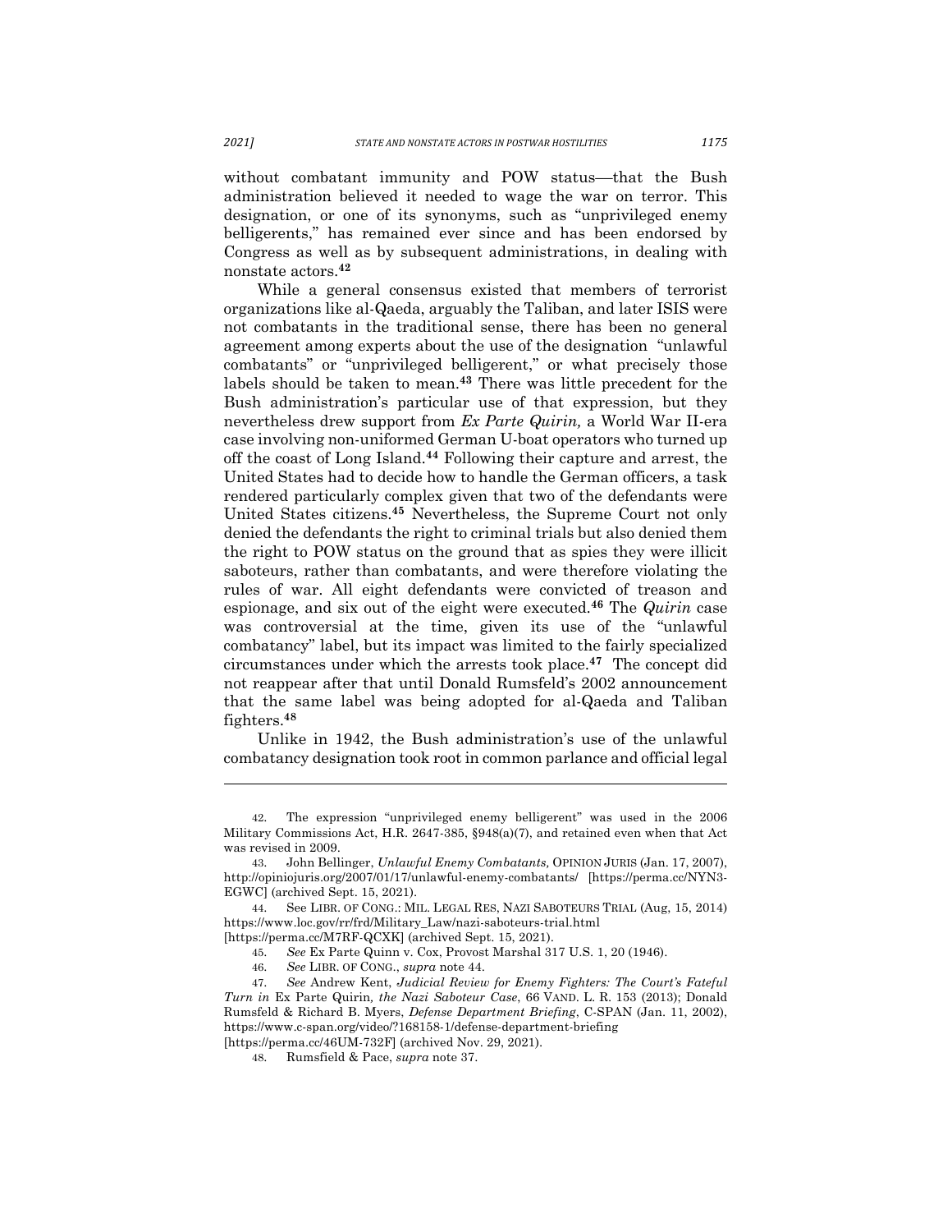without combatant immunity and POW status—that the Bush administration believed it needed to wage the war on terror. This designation, or one of its synonyms, such as "unprivileged enemy belligerents," has remained ever since and has been endorsed by Congress as well as by subsequent administrations, in dealing with nonstate actors.[42]

While a general consensus existed that members of terrorist organizations like al-Qaeda, arguably the Taliban, and later ISIS were not combatants in the traditional sense, there has been no general agreement among experts about the use of the designation "unlawful combatants" or "unprivileged belligerent," or what precisely those labels should be taken to mean.[43] There was little precedent for the Bush administration's particular use of that expression, but they nevertheless drew support from *Ex Parte Quirin,* a World War II-era case involving non-uniformed German U-boat operators who turned up off the coast of Long Island.[44] Following their capture and arrest, the United States had to decide how to handle the German officers, a task rendered particularly complex given that two of the defendants were United States citizens.[45] Nevertheless, the Supreme Court not only denied the defendants the right to criminal trials but also denied them the right to POW status on the ground that as spies they were illicit saboteurs, rather than combatants, and were therefore violating the rules of war. All eight defendants were convicted of treason and espionage, and six out of the eight were executed.[46] The *Quirin* case was controversial at the time, given its use of the "unlawful combatancy" label, but its impact was limited to the fairly specialized circumstances under which the arrests took place.[47] The concept did not reappear after that until Donald Rumsfeld's 2002 announcement that the same label was being adopted for al-Qaeda and Taliban fighters.[48]

Unlike in 1942, the Bush administration's use of the unlawful combatancy designation took root in common parlance and official legal

---

42. The expression "unprivileged enemy belligerent" was used in the 2006 Military Commissions Act, H.R. 2647-385, §948(a)(7), and retained even when that Act was revised in 2009.

43. John Bellinger, *Unlawful Enemy Combatants,* OPINION JURIS (Jan. 17, 2007), http://opiniojuris.org/2007/01/17/unlawful-enemy-combatants/ [https://perma.cc/NYN3-EGWC] (archived Sept. 15, 2021).

44. See LIBR. OF CONG.: MIL. LEGAL RES, NAZI SABOTEURS TRIAL (Aug, 15, 2014) https://www.loc.gov/rr/frd/Military_Law/nazi-saboteurs-trial.html [https://perma.cc/M7RF-QCXK] (archived Sept. 15, 2021).

45. *See* Ex Parte Quinn v. Cox, Provost Marshal 317 U.S. 1, 20 (1946).

46. *See* LIBR. OF CONG., *supra* note 44.

47. *See* Andrew Kent, *Judicial Review for Enemy Fighters: The Court's Fateful Turn in* Ex Parte Quirin*, the Nazi Saboteur Case*, 66 VAND. L. R. 153 (2013); Donald Rumsfeld & Richard B. Myers, *Defense Department Briefing*, C-SPAN (Jan. 11, 2002), https://www.c-span.org/video/?168158-1/defense-department-briefing [https://perma.cc/46UM-732F] (archived Nov. 29, 2021).

48. Rumsfeld & Pace, *supra* note 37.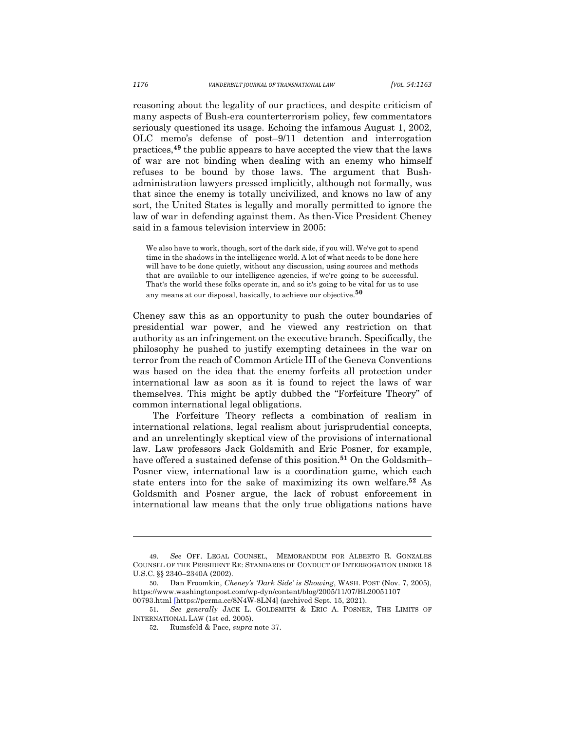reasoning about the legality of our practices, and despite criticism of many aspects of Bush-era counterterrorism policy, few commentators seriously questioned its usage. Echoing the infamous August 1, 2002, OLC memo's defense of post–9/11 detention and interrogation practices,[49] the public appears to have accepted the view that the laws of war are not binding when dealing with an enemy who himself refuses to be bound by those laws. The argument that Bush-administration lawyers pressed implicitly, although not formally, was that since the enemy is totally uncivilized, and knows no law of any sort, the United States is legally and morally permitted to ignore the law of war in defending against them. As then-Vice President Cheney said in a famous television interview in 2005:

> We also have to work, though, sort of the dark side, if you will. We've got to spend time in the shadows in the intelligence world. A lot of what needs to be done here will have to be done quietly, without any discussion, using sources and methods that are available to our intelligence agencies, if we're going to be successful. That's the world these folks operate in, and so it's going to be vital for us to use any means at our disposal, basically, to achieve our objective.[50]

Cheney saw this as an opportunity to push the outer boundaries of presidential war power, and he viewed any restriction on that authority as an infringement on the executive branch. Specifically, the philosophy he pushed to justify exempting detainees in the war on terror from the reach of Common Article III of the Geneva Conventions was based on the idea that the enemy forfeits all protection under international law as soon as it is found to reject the laws of war themselves. This might be aptly dubbed the "Forfeiture Theory" of common international legal obligations.

The Forfeiture Theory reflects a combination of realism in international relations, legal realism about jurisprudential concepts, and an unrelentingly skeptical view of the provisions of international law. Law professors Jack Goldsmith and Eric Posner, for example, have offered a sustained defense of this position.[51] On the Goldsmith–Posner view, international law is a coordination game, which each state enters into for the sake of maximizing its own welfare.[52] As Goldsmith and Posner argue, the lack of robust enforcement in international law means that the only true obligations nations have

---

49. *See* OFF. LEGAL COUNSEL, MEMORANDUM FOR ALBERTO R. GONZALES COUNSEL OF THE PRESIDENT RE: STANDARDS OF CONDUCT OF INTERROGATION UNDER 18 U.S.C. §§ 2340–2340A (2002).

50. Dan Froomkin, *Cheney's 'Dark Side' is Showing*, WASH. POST (Nov. 7, 2005), https://www.washingtonpost.com/wp-dyn/content/blog/2005/11/07/BL20051107 00793.html [https://perma.cc/8N4W-8LN4] (archived Sept. 15, 2021).

51. *See generally* JACK L. GOLDSMITH & ERIC A. POSNER, THE LIMITS OF INTERNATIONAL LAW (1st ed. 2005).

52. Rumsfeld & Pace, *supra* note 37.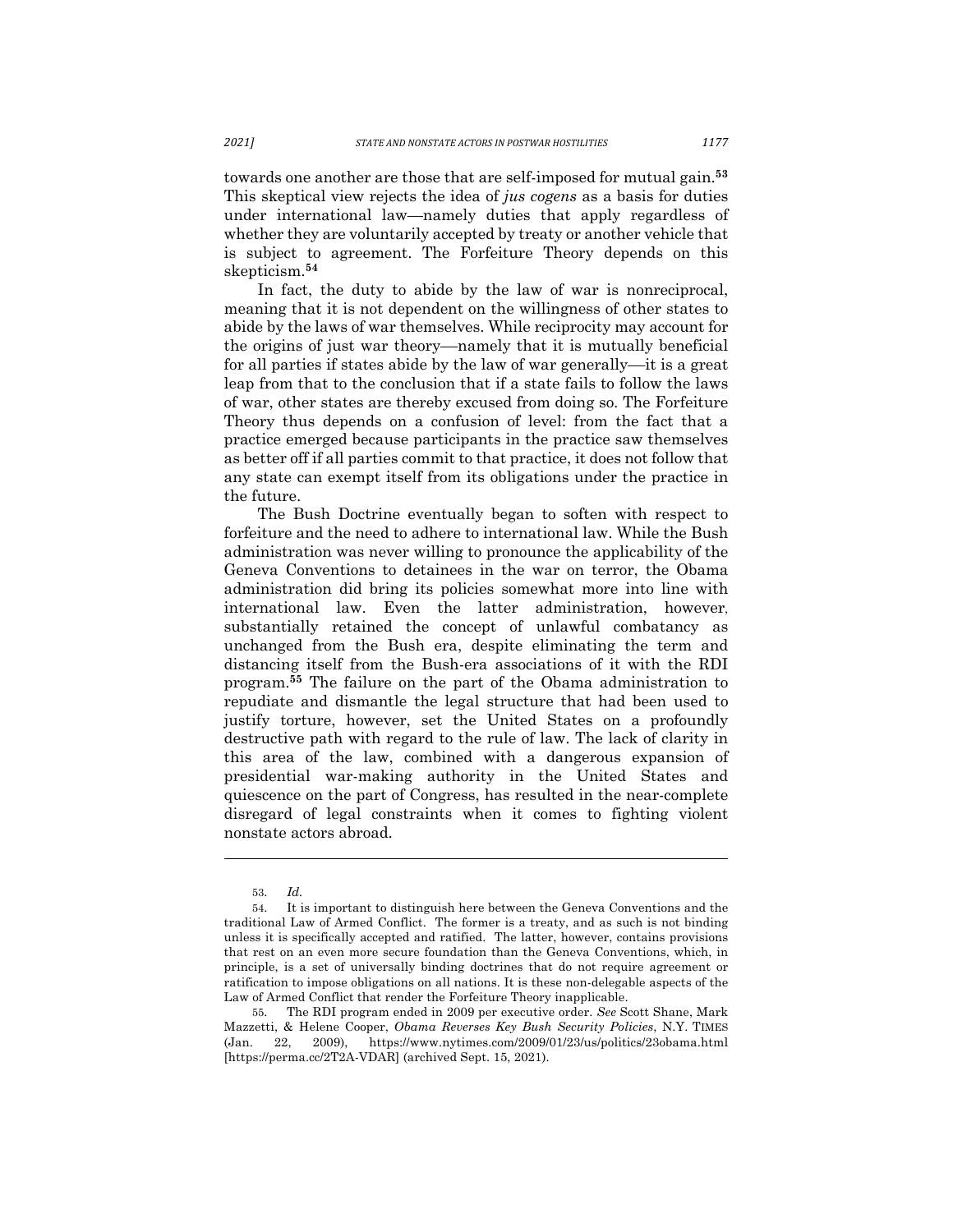towards one another are those that are self-imposed for mutual gain.[53] This skeptical view rejects the idea of *jus cogens* as a basis for duties under international law—namely duties that apply regardless of whether they are voluntarily accepted by treaty or another vehicle that is subject to agreement. The Forfeiture Theory depends on this skepticism.[54]

In fact, the duty to abide by the law of war is nonreciprocal, meaning that it is not dependent on the willingness of other states to abide by the laws of war themselves. While reciprocity may account for the origins of just war theory—namely that it is mutually beneficial for all parties if states abide by the law of war generally—it is a great leap from that to the conclusion that if a state fails to follow the laws of war, other states are thereby excused from doing so. The Forfeiture Theory thus depends on a confusion of level: from the fact that a practice emerged because participants in the practice saw themselves as better off if all parties commit to that practice, it does not follow that any state can exempt itself from its obligations under the practice in the future.

The Bush Doctrine eventually began to soften with respect to forfeiture and the need to adhere to international law. While the Bush administration was never willing to pronounce the applicability of the Geneva Conventions to detainees in the war on terror, the Obama administration did bring its policies somewhat more into line with international law. Even the latter administration, however, substantially retained the concept of unlawful combatancy as unchanged from the Bush era, despite eliminating the term and distancing itself from the Bush-era associations of it with the RDI program.[55] The failure on the part of the Obama administration to repudiate and dismantle the legal structure that had been used to justify torture, however, set the United States on a profoundly destructive path with regard to the rule of law. The lack of clarity in this area of the law, combined with a dangerous expansion of presidential war-making authority in the United States and quiescence on the part of Congress, has resulted in the near-complete disregard of legal constraints when it comes to fighting violent nonstate actors abroad.

---

53. *Id.*

54. It is important to distinguish here between the Geneva Conventions and the traditional Law of Armed Conflict. The former is a treaty, and as such is not binding unless it is specifically accepted and ratified. The latter, however, contains provisions that rest on an even more secure foundation than the Geneva Conventions, which, in principle, is a set of universally binding doctrines that do not require agreement or ratification to impose obligations on all nations. It is these non-delegable aspects of the Law of Armed Conflict that render the Forfeiture Theory inapplicable.

55. The RDI program ended in 2009 per executive order. *See* Scott Shane, Mark Mazzetti, & Helene Cooper, *Obama Reverses Key Bush Security Policies*, N.Y. TIMES (Jan. 22, 2009), https://www.nytimes.com/2009/01/23/us/politics/23obama.html [https://perma.cc/2T2A-VDAR] (archived Sept. 15, 2021).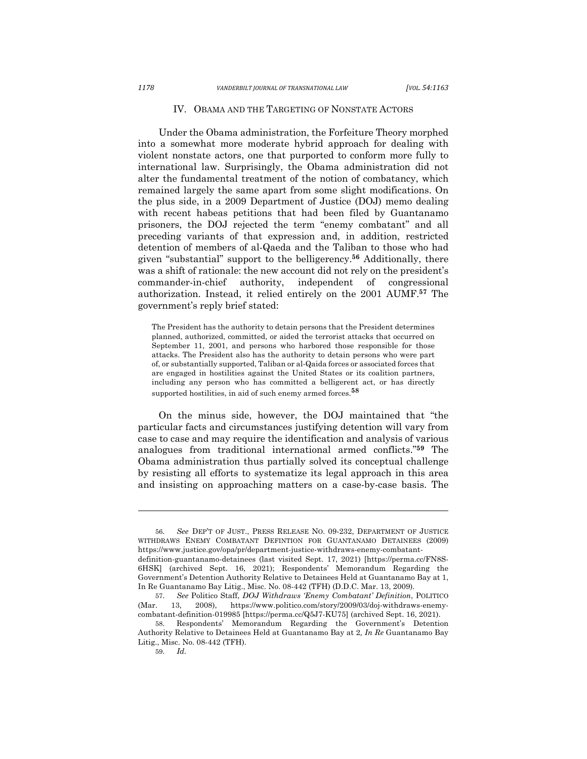## IV. OBAMA AND THE TARGETING OF NONSTATE ACTORS

Under the Obama administration, the Forfeiture Theory morphed into a somewhat more moderate hybrid approach for dealing with violent nonstate actors, one that purported to conform more fully to international law. Surprisingly, the Obama administration did not alter the fundamental treatment of the notion of combatancy, which remained largely the same apart from some slight modifications. On the plus side, in a 2009 Department of Justice (DOJ) memo dealing with recent habeas petitions that had been filed by Guantanamo prisoners, the DOJ rejected the term "enemy combatant" and all preceding variants of that expression and, in addition, restricted detention of members of al-Qaeda and the Taliban to those who had given "substantial" support to the belligerency.[56] Additionally, there was a shift of rationale: the new account did not rely on the president's commander-in-chief authority, independent of congressional authorization. Instead, it relied entirely on the 2001 AUMF.[57] The government's reply brief stated:

> The President has the authority to detain persons that the President determines planned, authorized, committed, or aided the terrorist attacks that occurred on September 11, 2001, and persons who harbored those responsible for those attacks. The President also has the authority to detain persons who were part of, or substantially supported, Taliban or al-Qaida forces or associated forces that are engaged in hostilities against the United States or its coalition partners, including any person who has committed a belligerent act, or has directly supported hostilities, in aid of such enemy armed forces.[58]

On the minus side, however, the DOJ maintained that "the particular facts and circumstances justifying detention will vary from case to case and may require the identification and analysis of various analogues from traditional international armed conflicts."[59] The Obama administration thus partially solved its conceptual challenge by resisting all efforts to systematize its legal approach in this area and insisting on approaching matters on a case-by-case basis. The

---

56. *See* DEP'T OF JUST., PRESS RELEASE NO. 09-232, DEPARTMENT OF JUSTICE WITHDRAWS ENEMY COMBATANT DEFINTION FOR GUANTANAMO DETAINEES (2009) https://www.justice.gov/opa/pr/department-justice-withdraws-enemy-combatant-definition-guantanamo-detainees (last visited Sept. 17, 2021) [https://perma.cc/FN8S-6HSK] (archived Sept. 16, 2021); Respondents' Memorandum Regarding the Government's Detention Authority Relative to Detainees Held at Guantanamo Bay at 1, In Re Guantanamo Bay Litig., Misc. No. 08-442 (TFH) (D.D.C. Mar. 13, 2009).

57. *See* Politico Staff, *DOJ Withdraws 'Enemy Combatant' Definition*, POLITICO (Mar. 13, 2008), https://www.politico.com/story/2009/03/doj-withdraws-enemy-combatant-definition-019985 [https://perma.cc/Q5J7-KU75] (archived Sept. 16, 2021).

58. Respondents' Memorandum Regarding the Government's Detention Authority Relative to Detainees Held at Guantanamo Bay at 2, *In Re* Guantanamo Bay Litig., Misc. No. 08-442 (TFH).

59. *Id.*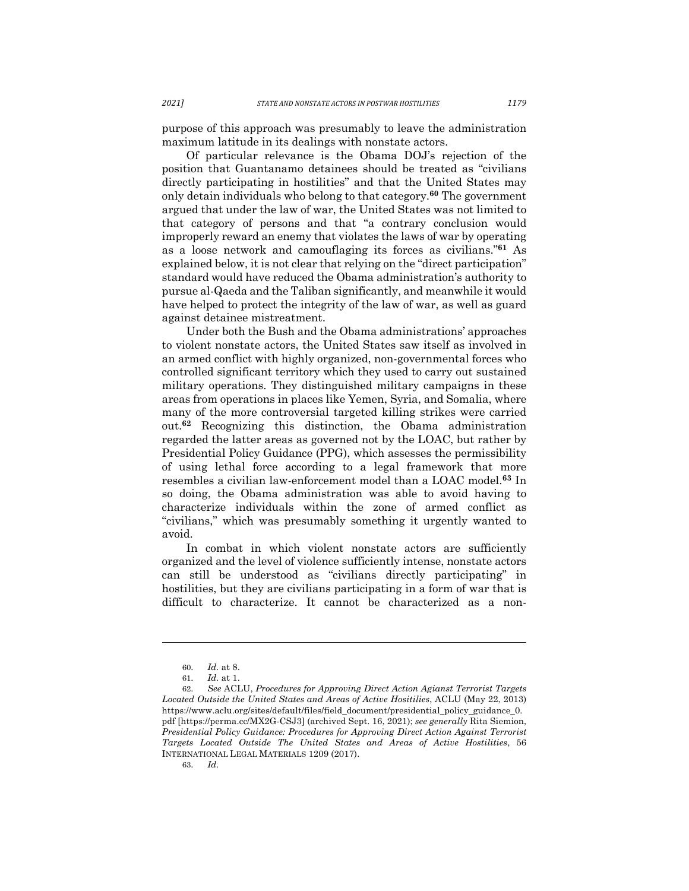purpose of this approach was presumably to leave the administration maximum latitude in its dealings with nonstate actors.

Of particular relevance is the Obama DOJ's rejection of the position that Guantanamo detainees should be treated as "civilians directly participating in hostilities" and that the United States may only detain individuals who belong to that category.[60] The government argued that under the law of war, the United States was not limited to that category of persons and that "a contrary conclusion would improperly reward an enemy that violates the laws of war by operating as a loose network and camouflaging its forces as civilians."[61] As explained below, it is not clear that relying on the "direct participation" standard would have reduced the Obama administration's authority to pursue al-Qaeda and the Taliban significantly, and meanwhile it would have helped to protect the integrity of the law of war, as well as guard against detainee mistreatment.

Under both the Bush and the Obama administrations' approaches to violent nonstate actors, the United States saw itself as involved in an armed conflict with highly organized, non-governmental forces who controlled significant territory which they used to carry out sustained military operations. They distinguished military campaigns in these areas from operations in places like Yemen, Syria, and Somalia, where many of the more controversial targeted killing strikes were carried out.[62] Recognizing this distinction, the Obama administration regarded the latter areas as governed not by the LOAC, but rather by Presidential Policy Guidance (PPG), which assesses the permissibility of using lethal force according to a legal framework that more resembles a civilian law-enforcement model than a LOAC model.[63] In so doing, the Obama administration was able to avoid having to characterize individuals within the zone of armed conflict as "civilians," which was presumably something it urgently wanted to avoid.

In combat in which violent nonstate actors are sufficiently organized and the level of violence sufficiently intense, nonstate actors can still be understood as "civilians directly participating" in hostilities, but they are civilians participating in a form of war that is difficult to characterize. It cannot be characterized as a non-

---

60. *Id.* at 8.

61. *Id.* at 1.

62. *See* ACLU, *Procedures for Approving Direct Action Agianst Terrorist Targets Located Outside the United States and Areas of Active Hositilies*, ACLU (May 22, 2013) https://www.aclu.org/sites/default/files/field_document/presidential_policy_guidance_0.pdf [https://perma.cc/MX2G-CSJ3] (archived Sept. 16, 2021); *see generally* Rita Siemion, *Presidential Policy Guidance: Procedures for Approving Direct Action Against Terrorist Targets Located Outside The United States and Areas of Active Hostilities*, 56 INTERNATIONAL LEGAL MATERIALS 1209 (2017).

63. *Id.*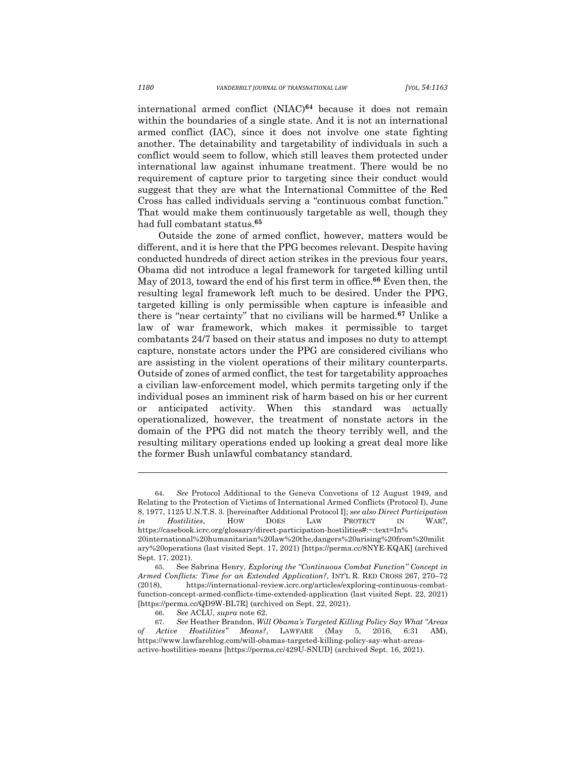international armed conflict (NIAC)[64] because it does not remain within the boundaries of a single state. And it is not an international armed conflict (IAC), since it does not involve one state fighting another. The detainability and targetability of individuals in such a conflict would seem to follow, which still leaves them protected under international law against inhumane treatment. There would be no requirement of capture prior to targeting since their conduct would suggest that they are what the International Committee of the Red Cross has called individuals serving a "continuous combat function." That would make them continuously targetable as well, though they had full combatant status.[65]

Outside the zone of armed conflict, however, matters would be different, and it is here that the PPG becomes relevant. Despite having conducted hundreds of direct action strikes in the previous four years, Obama did not introduce a legal framework for targeted killing until May of 2013, toward the end of his first term in office.[66] Even then, the resulting legal framework left much to be desired. Under the PPG, targeted killing is only permissible when capture is infeasible and there is "near certainty" that no civilians will be harmed.[67] Unlike a law of war framework, which makes it permissible to target combatants 24/7 based on their status and imposes no duty to attempt capture, nonstate actors under the PPG are considered civilians who are assisting in the violent operations of their military counterparts. Outside of zones of armed conflict, the test for targetability approaches a civilian law-enforcement model, which permits targeting only if the individual poses an imminent risk of harm based on his or her current or anticipated activity. When this standard was actually operationalized, however, the treatment of nonstate actors in the domain of the PPG did not match the theory terribly well, and the resulting military operations ended up looking a great deal more like the former Bush unlawful combatancy standard.

---

64. *See* Protocol Additional to the Geneva Convetions of 12 August 1949, and Relating to the Protection of Victims of International Armed Conflicts (Protocol I), June 8, 1977, 1125 U.N.T.S. 3. [hereinafter Additional Protocol I]; *see also Direct Participation in Hostilities*, HOW DOES LAW PROTECT IN WAR?, https://casebook.icrc.org/glossary/direct-participation-hostilities#:~:text=In%20international%20humanitarian%20law%20the,dangers%20arising%20from%20military%20operations (last visited Sept. 17, 2021) [https://perma.cc/8NYE-KQAK] (archived Sept. 17, 2021).

65. See Sabrina Henry, *Exploring the "Continuous Combat Function" Concept in Armed Conflicts: Time for an Extended Application?*, INT'L R. RED CROSS 267, 270–72 (2018), https://international-review.icrc.org/articles/exploring-continuous-combat-function-concept-armed-conflicts-time-extended-application (last visited Sept. 22, 2021) [https://perma.cc/QD9W-BL7R] (archived on Sept. 22, 2021).

66. *See* ACLU, *supra* note 62.

67. *See* Heather Brandon, *Will Obama's Targeted Killing Policy Say What "Areas of Active Hostilities" Means?*, LAWFARE (May 5, 2016, 6:31 AM), https://www.lawfareblog.com/will-obamas-targeted-killing-policy-say-what-areas-active-hostilities-means [https://perma.cc/429U-SNUD] (archived Sept. 16, 2021).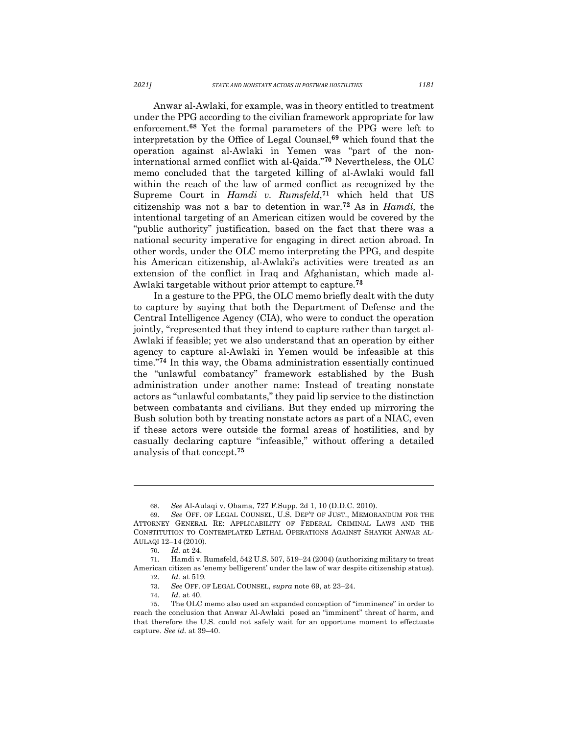Anwar al-Awlaki, for example, was in theory entitled to treatment under the PPG according to the civilian framework appropriate for law enforcement.[68] Yet the formal parameters of the PPG were left to interpretation by the Office of Legal Counsel,[69] which found that the operation against al-Awlaki in Yemen was "part of the non-international armed conflict with al-Qaida."[70] Nevertheless, the OLC memo concluded that the targeted killing of al-Awlaki would fall within the reach of the law of armed conflict as recognized by the Supreme Court in *Hamdi v. Rumsfeld*,[71] which held that US citizenship was not a bar to detention in war.[72] As in *Hamdi,* the intentional targeting of an American citizen would be covered by the "public authority" justification, based on the fact that there was a national security imperative for engaging in direct action abroad. In other words, under the OLC memo interpreting the PPG, and despite his American citizenship, al-Awlaki's activities were treated as an extension of the conflict in Iraq and Afghanistan, which made al-Awlaki targetable without prior attempt to capture.[73]

In a gesture to the PPG, the OLC memo briefly dealt with the duty to capture by saying that both the Department of Defense and the Central Intelligence Agency (CIA), who were to conduct the operation jointly, "represented that they intend to capture rather than target al-Awlaki if feasible; yet we also understand that an operation by either agency to capture al-Awlaki in Yemen would be infeasible at this time."[74] In this way, the Obama administration essentially continued the "unlawful combatancy" framework established by the Bush administration under another name: Instead of treating nonstate actors as "unlawful combatants," they paid lip service to the distinction between combatants and civilians. But they ended up mirroring the Bush solution both by treating nonstate actors as part of a NIAC, even if these actors were outside the formal areas of hostilities, and by casually declaring capture "infeasible," without offering a detailed analysis of that concept.[75]

---

68. *See* Al-Aulaqi v. Obama, 727 F.Supp. 2d 1, 10 (D.D.C. 2010).

69. *See* OFF. OF LEGAL COUNSEL, U.S. DEP'T OF JUST., MEMORANDUM FOR THE ATTORNEY GENERAL RE: APPLICABILITY OF FEDERAL CRIMINAL LAWS AND THE CONSTITUTION TO CONTEMPLATED LETHAL OPERATIONS AGAINST SHAYKH ANWAR AL-AULAQI 12–14 (2010).

70. *Id.* at 24.

71. Hamdi v. Rumsfeld, 542 U.S. 507, 519–24 (2004) (authorizing military to treat American citizen as 'enemy belligerent' under the law of war despite citizenship status).

72. *Id.* at 519.

73. *See* OFF. OF LEGAL COUNSEL, *supra* note 69, at 23–24.

74. *Id.* at 40.

75. The OLC memo also used an expanded conception of "imminence" in order to reach the conclusion that Anwar Al-Awlaki posed an "imminent" threat of harm, and that therefore the U.S. could not safely wait for an opportune moment to effectuate capture. *See id.* at 39–40.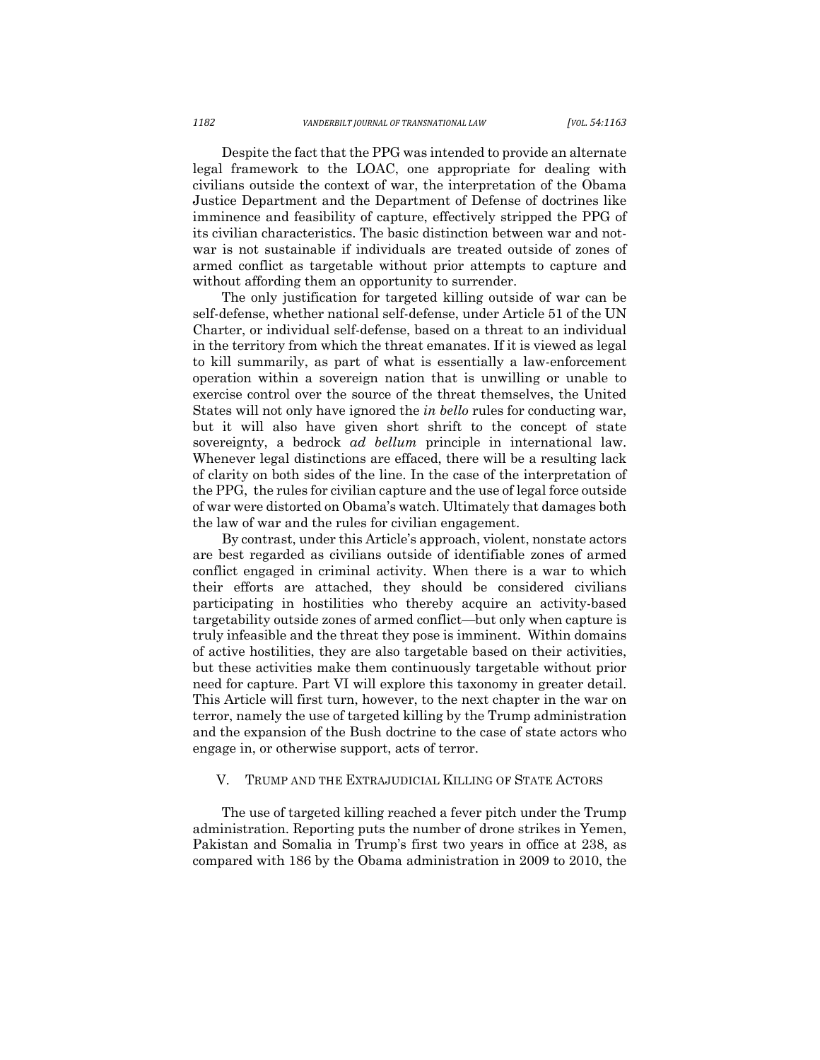Despite the fact that the PPG was intended to provide an alternate legal framework to the LOAC, one appropriate for dealing with civilians outside the context of war, the interpretation of the Obama Justice Department and the Department of Defense of doctrines like imminence and feasibility of capture, effectively stripped the PPG of its civilian characteristics. The basic distinction between war and not-war is not sustainable if individuals are treated outside of zones of armed conflict as targetable without prior attempts to capture and without affording them an opportunity to surrender.

The only justification for targeted killing outside of war can be self-defense, whether national self-defense, under Article 51 of the UN Charter, or individual self-defense, based on a threat to an individual in the territory from which the threat emanates. If it is viewed as legal to kill summarily, as part of what is essentially a law-enforcement operation within a sovereign nation that is unwilling or unable to exercise control over the source of the threat themselves, the United States will not only have ignored the *in bello* rules for conducting war, but it will also have given short shrift to the concept of state sovereignty, a bedrock *ad bellum* principle in international law. Whenever legal distinctions are effaced, there will be a resulting lack of clarity on both sides of the line. In the case of the interpretation of the PPG, the rules for civilian capture and the use of legal force outside of war were distorted on Obama's watch. Ultimately that damages both the law of war and the rules for civilian engagement.

By contrast, under this Article's approach, violent, nonstate actors are best regarded as civilians outside of identifiable zones of armed conflict engaged in criminal activity. When there is a war to which their efforts are attached, they should be considered civilians participating in hostilities who thereby acquire an activity-based targetability outside zones of armed conflict—but only when capture is truly infeasible and the threat they pose is imminent. Within domains of active hostilities, they are also targetable based on their activities, but these activities make them continuously targetable without prior need for capture. Part VI will explore this taxonomy in greater detail. This Article will first turn, however, to the next chapter in the war on terror, namely the use of targeted killing by the Trump administration and the expansion of the Bush doctrine to the case of state actors who engage in, or otherwise support, acts of terror.

## V. TRUMP AND THE EXTRAJUDICIAL KILLING OF STATE ACTORS

The use of targeted killing reached a fever pitch under the Trump administration. Reporting puts the number of drone strikes in Yemen, Pakistan and Somalia in Trump's first two years in office at 238, as compared with 186 by the Obama administration in 2009 to 2010, the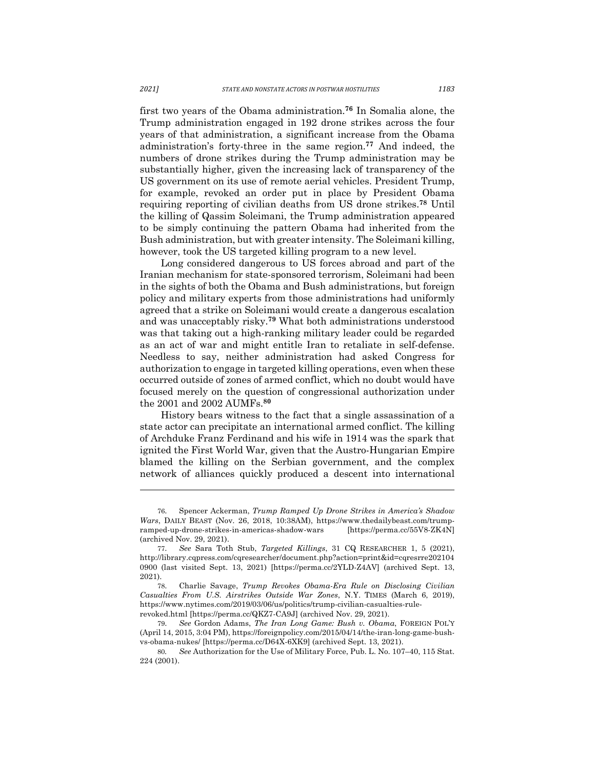first two years of the Obama administration.[76] In Somalia alone, the Trump administration engaged in 192 drone strikes across the four years of that administration, a significant increase from the Obama administration's forty-three in the same region.[77] And indeed, the numbers of drone strikes during the Trump administration may be substantially higher, given the increasing lack of transparency of the US government on its use of remote aerial vehicles. President Trump, for example, revoked an order put in place by President Obama requiring reporting of civilian deaths from US drone strikes.[78] Until the killing of Qassim Soleimani, the Trump administration appeared to be simply continuing the pattern Obama had inherited from the Bush administration, but with greater intensity. The Soleimani killing, however, took the US targeted killing program to a new level.

Long considered dangerous to US forces abroad and part of the Iranian mechanism for state-sponsored terrorism, Soleimani had been in the sights of both the Obama and Bush administrations, but foreign policy and military experts from those administrations had uniformly agreed that a strike on Soleimani would create a dangerous escalation and was unacceptably risky.[79] What both administrations understood was that taking out a high-ranking military leader could be regarded as an act of war and might entitle Iran to retaliate in self-defense. Needless to say, neither administration had asked Congress for authorization to engage in targeted killing operations, even when these occurred outside of zones of armed conflict, which no doubt would have focused merely on the question of congressional authorization under the 2001 and 2002 AUMFs.[80]

History bears witness to the fact that a single assassination of a state actor can precipitate an international armed conflict. The killing of Archduke Franz Ferdinand and his wife in 1914 was the spark that ignited the First World War, given that the Austro-Hungarian Empire blamed the killing on the Serbian government, and the complex network of alliances quickly produced a descent into international

---

76. Spencer Ackerman, *Trump Ramped Up Drone Strikes in America's Shadow Wars*, DAILY BEAST (Nov. 26, 2018, 10:38AM), https://www.thedailybeast.com/trump-ramped-up-drone-strikes-in-americas-shadow-wars [https://perma.cc/55V8-ZK4N] (archived Nov. 29, 2021).

77. *See* Sara Toth Stub, *Targeted Killings*, 31 CQ RESEARCHER 1, 5 (2021), http://library.cqpress.com/cqresearcher/document.php?action=print&id=cqresrre202104 0900 (last visited Sept. 13, 2021) [https://perma.cc/2YLD-Z4AV] (archived Sept. 13, 2021).

78. Charlie Savage, *Trump Revokes Obama-Era Rule on Disclosing Civilian Casualties From U.S. Airstrikes Outside War Zones*, N.Y. TIMES (March 6, 2019), https://www.nytimes.com/2019/03/06/us/politics/trump-civilian-casualties-rule-revoked.html [https://perma.cc/QKZ7-CA9J] (archived Nov. 29, 2021).

79. *See* Gordon Adams, *The Iran Long Game: Bush v. Obama*, FOREIGN POL'Y (April 14, 2015, 3:04 PM), https://foreignpolicy.com/2015/04/14/the-iran-long-game-bush-vs-obama-nukes/ [https://perma.cc/D64X-6XK9] (archived Sept. 13, 2021).

80. *See* Authorization for the Use of Military Force, Pub. L. No. 107–40, 115 Stat. 224 (2001).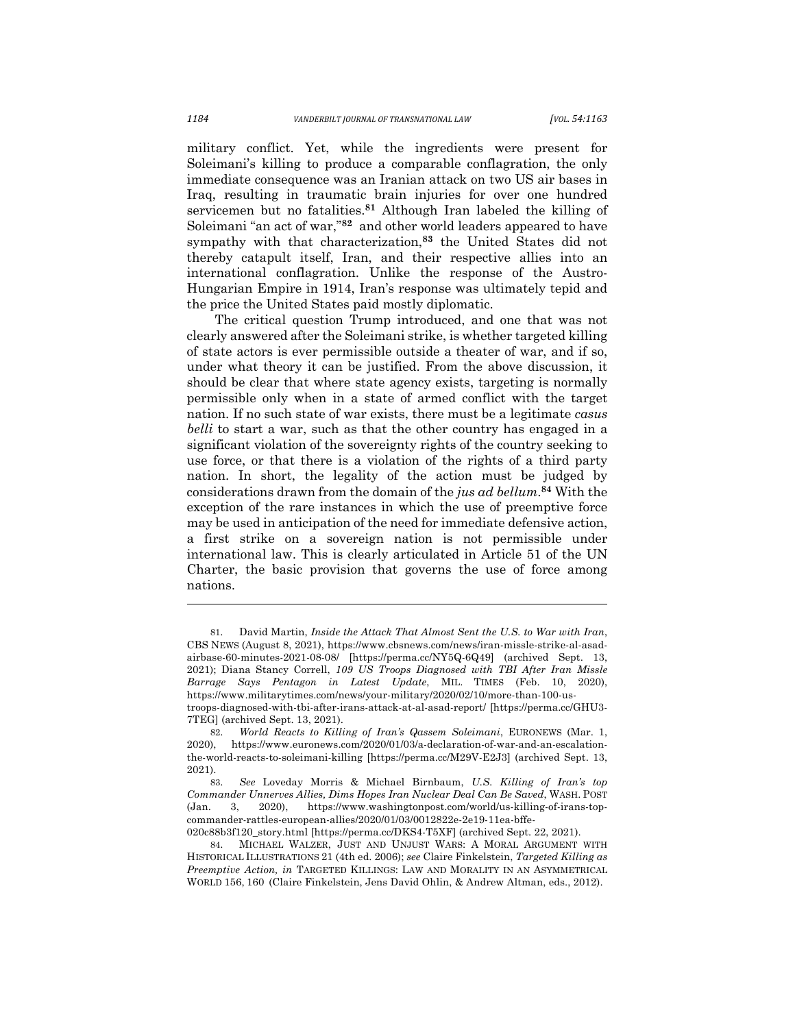military conflict. Yet, while the ingredients were present for Soleimani's killing to produce a comparable conflagration, the only immediate consequence was an Iranian attack on two US air bases in Iraq, resulting in traumatic brain injuries for over one hundred servicemen but no fatalities.[81] Although Iran labeled the killing of Soleimani "an act of war,"[82] and other world leaders appeared to have sympathy with that characterization,[83] the United States did not thereby catapult itself, Iran, and their respective allies into an international conflagration. Unlike the response of the Austro-Hungarian Empire in 1914, Iran's response was ultimately tepid and the price the United States paid mostly diplomatic.

The critical question Trump introduced, and one that was not clearly answered after the Soleimani strike, is whether targeted killing of state actors is ever permissible outside a theater of war, and if so, under what theory it can be justified. From the above discussion, it should be clear that where state agency exists, targeting is normally permissible only when in a state of armed conflict with the target nation. If no such state of war exists, there must be a legitimate *casus belli* to start a war, such as that the other country has engaged in a significant violation of the sovereignty rights of the country seeking to use force, or that there is a violation of the rights of a third party nation. In short, the legality of the action must be judged by considerations drawn from the domain of the *jus ad bellum*.[84] With the exception of the rare instances in which the use of preemptive force may be used in anticipation of the need for immediate defensive action, a first strike on a sovereign nation is not permissible under international law. This is clearly articulated in Article 51 of the UN Charter, the basic provision that governs the use of force among nations.

---

81. David Martin, *Inside the Attack That Almost Sent the U.S. to War with Iran*, CBS NEWS (August 8, 2021), https://www.cbsnews.com/news/iran-missle-strike-al-asad-airbase-60-minutes-2021-08-08/ [https://perma.cc/NY5Q-6Q49] (archived Sept. 13, 2021); Diana Stancy Correll, *109 US Troops Diagnosed with TBI After Iran Missle Barrage Says Pentagon in Latest Update*, MIL. TIMES (Feb. 10, 2020), https://www.militarytimes.com/news/your-military/2020/02/10/more-than-100-us-troops-diagnosed-with-tbi-after-irans-attack-at-al-asad-report/ [https://perma.cc/GHU3-7TEG] (archived Sept. 13, 2021).

82. *World Reacts to Killing of Iran's Qassem Soleimani*, EURONEWS (Mar. 1, 2020), https://www.euronews.com/2020/01/03/a-declaration-of-war-and-an-escalation-the-world-reacts-to-soleimani-killing [https://perma.cc/M29V-E2J3] (archived Sept. 13, 2021).

83. *See* Loveday Morris & Michael Birnbaum, *U.S. Killing of Iran's top Commander Unnerves Allies, Dims Hopes Iran Nuclear Deal Can Be Saved*, WASH. POST (Jan. 3, 2020), https://www.washingtonpost.com/world/us-killing-of-irans-top-commander-rattles-european-allies/2020/01/03/0012822e-2e19-11ea-bffe-020c88b3f120_story.html [https://perma.cc/DKS4-T5XF] (archived Sept. 22, 2021).

84. MICHAEL WALZER, JUST AND UNJUST WARS: A MORAL ARGUMENT WITH HISTORICAL ILLUSTRATIONS 21 (4th ed. 2006); *see* Claire Finkelstein, *Targeted Killing as Preemptive Action, in* TARGETED KILLINGS: LAW AND MORALITY IN AN ASYMMETRICAL WORLD 156, 160 (Claire Finkelstein, Jens David Ohlin, & Andrew Altman, eds., 2012).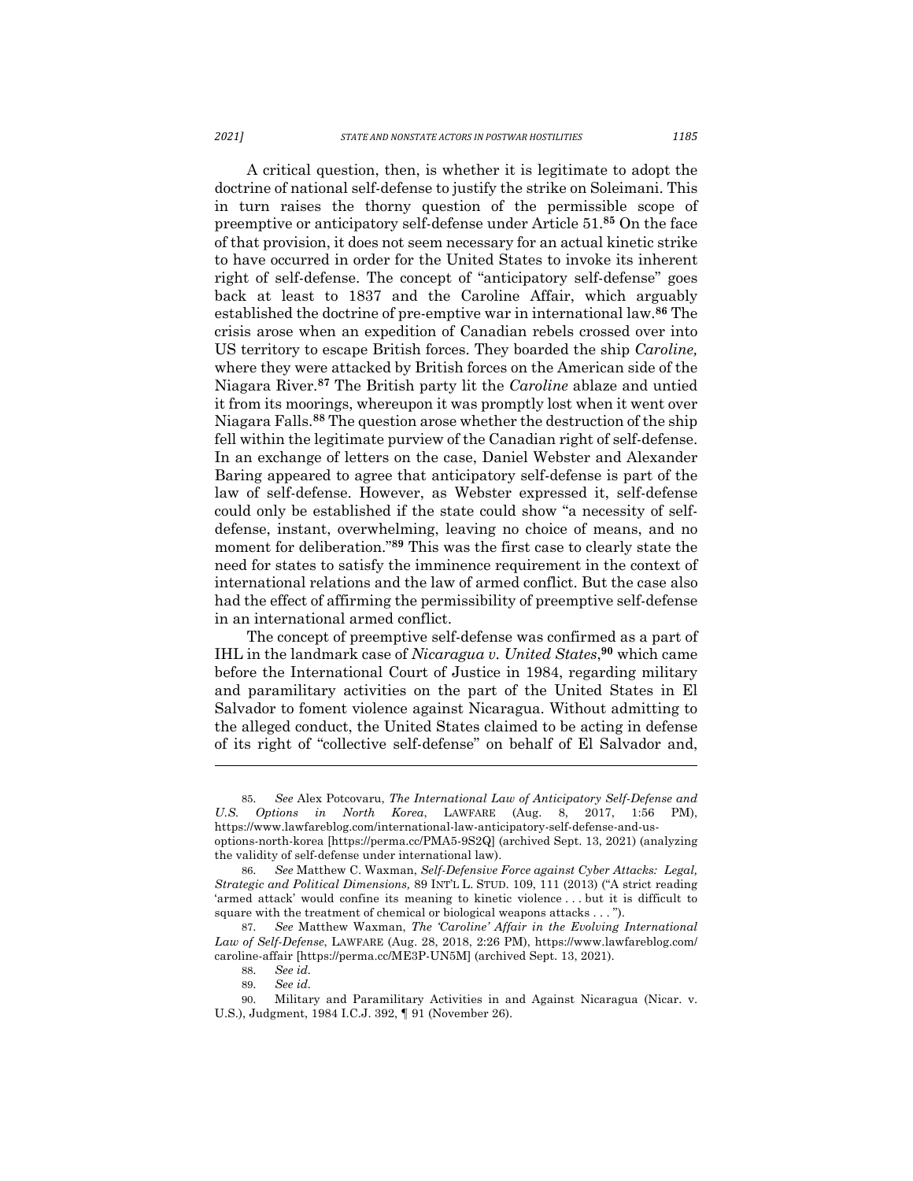A critical question, then, is whether it is legitimate to adopt the doctrine of national self-defense to justify the strike on Soleimani. This in turn raises the thorny question of the permissible scope of preemptive or anticipatory self-defense under Article 51.[85] On the face of that provision, it does not seem necessary for an actual kinetic strike to have occurred in order for the United States to invoke its inherent right of self-defense. The concept of "anticipatory self-defense" goes back at least to 1837 and the Caroline Affair, which arguably established the doctrine of pre-emptive war in international law.[86] The crisis arose when an expedition of Canadian rebels crossed over into US territory to escape British forces. They boarded the ship *Caroline,* where they were attacked by British forces on the American side of the Niagara River.[87] The British party lit the *Caroline* ablaze and untied it from its moorings, whereupon it was promptly lost when it went over Niagara Falls.[88] The question arose whether the destruction of the ship fell within the legitimate purview of the Canadian right of self-defense. In an exchange of letters on the case, Daniel Webster and Alexander Baring appeared to agree that anticipatory self-defense is part of the law of self-defense. However, as Webster expressed it, self-defense could only be established if the state could show "a necessity of self-defense, instant, overwhelming, leaving no choice of means, and no moment for deliberation."[89] This was the first case to clearly state the need for states to satisfy the imminence requirement in the context of international relations and the law of armed conflict. But the case also had the effect of affirming the permissibility of preemptive self-defense in an international armed conflict.

The concept of preemptive self-defense was confirmed as a part of IHL in the landmark case of *Nicaragua v. United States*,[90] which came before the International Court of Justice in 1984, regarding military and paramilitary activities on the part of the United States in El Salvador to foment violence against Nicaragua. Without admitting to the alleged conduct, the United States claimed to be acting in defense of its right of "collective self-defense" on behalf of El Salvador and,

---

85. *See* Alex Potcovaru, *The International Law of Anticipatory Self-Defense and U.S. Options in North Korea*, LAWFARE (Aug. 8, 2017, 1:56 PM), https://www.lawfareblog.com/international-law-anticipatory-self-defense-and-us-options-north-korea [https://perma.cc/PMA5-9S2Q] (archived Sept. 13, 2021) (analyzing the validity of self-defense under international law).

86. *See* Matthew C. Waxman, *Self-Defensive Force against Cyber Attacks: Legal, Strategic and Political Dimensions,* 89 INT'L L. STUD. 109, 111 (2013) ("A strict reading 'armed attack' would confine its meaning to kinetic violence . . . but it is difficult to square with the treatment of chemical or biological weapons attacks . . . ").

87. *See* Matthew Waxman, *The 'Caroline' Affair in the Evolving International Law of Self-Defense*, LAWFARE (Aug. 28, 2018, 2:26 PM), https://www.lawfareblog.com/caroline-affair [https://perma.cc/ME3P-UN5M] (archived Sept. 13, 2021).

88. *See id.*

89. *See id.*

90. Military and Paramilitary Activities in and Against Nicaragua (Nicar. v. U.S.), Judgment, 1984 I.C.J. 392, ¶ 91 (November 26).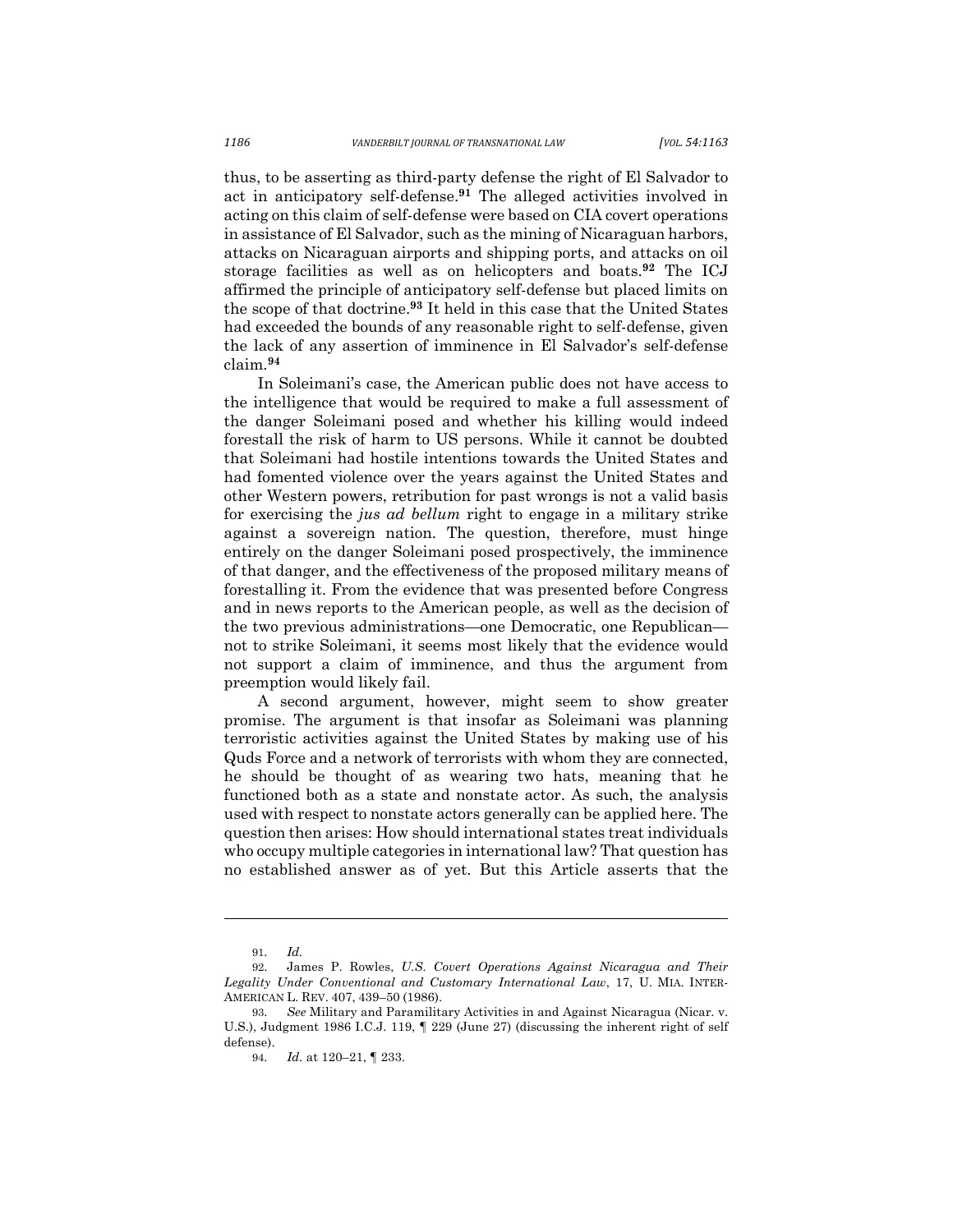thus, to be asserting as third-party defense the right of El Salvador to act in anticipatory self-defense.[91] The alleged activities involved in acting on this claim of self-defense were based on CIA covert operations in assistance of El Salvador, such as the mining of Nicaraguan harbors, attacks on Nicaraguan airports and shipping ports, and attacks on oil storage facilities as well as on helicopters and boats.[92] The ICJ affirmed the principle of anticipatory self-defense but placed limits on the scope of that doctrine.[93] It held in this case that the United States had exceeded the bounds of any reasonable right to self-defense, given the lack of any assertion of imminence in El Salvador's self-defense claim.[94]

In Soleimani's case, the American public does not have access to the intelligence that would be required to make a full assessment of the danger Soleimani posed and whether his killing would indeed forestall the risk of harm to US persons. While it cannot be doubted that Soleimani had hostile intentions towards the United States and had fomented violence over the years against the United States and other Western powers, retribution for past wrongs is not a valid basis for exercising the *jus ad bellum* right to engage in a military strike against a sovereign nation. The question, therefore, must hinge entirely on the danger Soleimani posed prospectively, the imminence of that danger, and the effectiveness of the proposed military means of forestalling it. From the evidence that was presented before Congress and in news reports to the American people, as well as the decision of the two previous administrations—one Democratic, one Republican—not to strike Soleimani, it seems most likely that the evidence would not support a claim of imminence, and thus the argument from preemption would likely fail.

A second argument, however, might seem to show greater promise. The argument is that insofar as Soleimani was planning terroristic activities against the United States by making use of his Quds Force and a network of terrorists with whom they are connected, he should be thought of as wearing two hats, meaning that he functioned both as a state and nonstate actor. As such, the analysis used with respect to nonstate actors generally can be applied here. The question then arises: How should international states treat individuals who occupy multiple categories in international law? That question has no established answer as of yet. But this Article asserts that the

---

91. *Id.*

92. James P. Rowles, *U.S. Covert Operations Against Nicaragua and Their Legality Under Conventional and Customary International Law*, 17, U. MIA. INTER-AMERICAN L. REV. 407, 439–50 (1986).

93. *See* Military and Paramilitary Activities in and Against Nicaragua (Nicar. v. U.S.), Judgment 1986 I.C.J. 119, ¶ 229 (June 27) (discussing the inherent right of self defense).

94. *Id.* at 120–21, ¶ 233.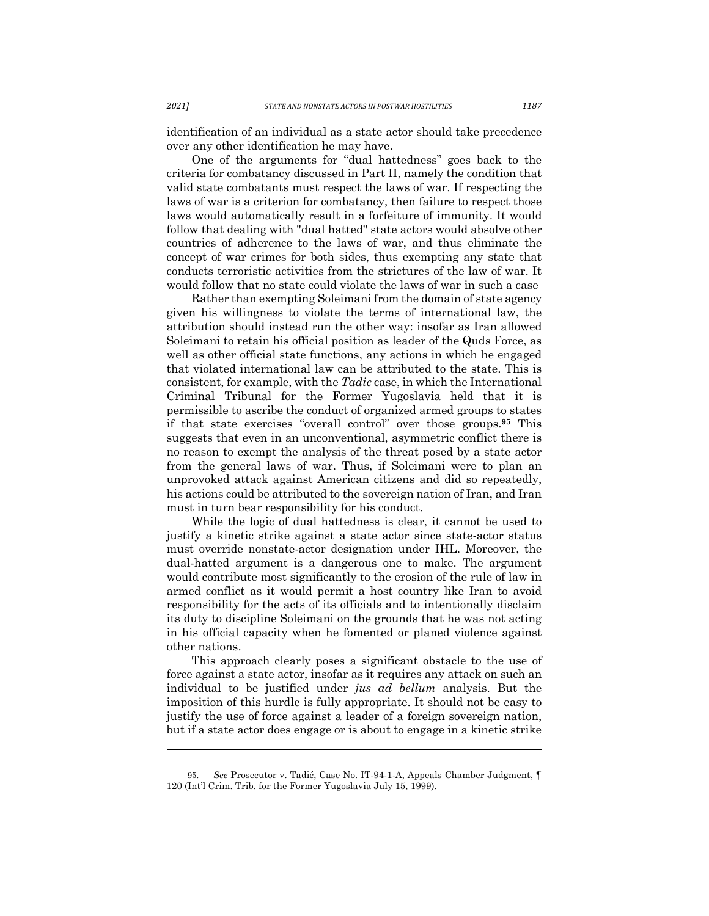identification of an individual as a state actor should take precedence over any other identification he may have.

One of the arguments for "dual hattedness" goes back to the criteria for combatancy discussed in Part II, namely the condition that valid state combatants must respect the laws of war. If respecting the laws of war is a criterion for combatancy, then failure to respect those laws would automatically result in a forfeiture of immunity. It would follow that dealing with "dual hatted" state actors would absolve other countries of adherence to the laws of war, and thus eliminate the concept of war crimes for both sides, thus exempting any state that conducts terroristic activities from the strictures of the law of war. It would follow that no state could violate the laws of war in such a case

Rather than exempting Soleimani from the domain of state agency given his willingness to violate the terms of international law, the attribution should instead run the other way: insofar as Iran allowed Soleimani to retain his official position as leader of the Quds Force, as well as other official state functions, any actions in which he engaged that violated international law can be attributed to the state. This is consistent, for example, with the *Tadic* case, in which the International Criminal Tribunal for the Former Yugoslavia held that it is permissible to ascribe the conduct of organized armed groups to states if that state exercises "overall control" over those groups.[95] This suggests that even in an unconventional, asymmetric conflict there is no reason to exempt the analysis of the threat posed by a state actor from the general laws of war. Thus, if Soleimani were to plan an unprovoked attack against American citizens and did so repeatedly, his actions could be attributed to the sovereign nation of Iran, and Iran must in turn bear responsibility for his conduct.

While the logic of dual hattedness is clear, it cannot be used to justify a kinetic strike against a state actor since state-actor status must override nonstate-actor designation under IHL. Moreover, the dual-hatted argument is a dangerous one to make. The argument would contribute most significantly to the erosion of the rule of law in armed conflict as it would permit a host country like Iran to avoid responsibility for the acts of its officials and to intentionally disclaim its duty to discipline Soleimani on the grounds that he was not acting in his official capacity when he fomented or planed violence against other nations.

This approach clearly poses a significant obstacle to the use of force against a state actor, insofar as it requires any attack on such an individual to be justified under *jus ad bellum* analysis. But the imposition of this hurdle is fully appropriate. It should not be easy to justify the use of force against a leader of a foreign sovereign nation, but if a state actor does engage or is about to engage in a kinetic strike

---

95. *See* Prosecutor v. Tadić, Case No. IT-94-1-A, Appeals Chamber Judgment, ¶ 120 (Int'l Crim. Trib. for the Former Yugoslavia July 15, 1999).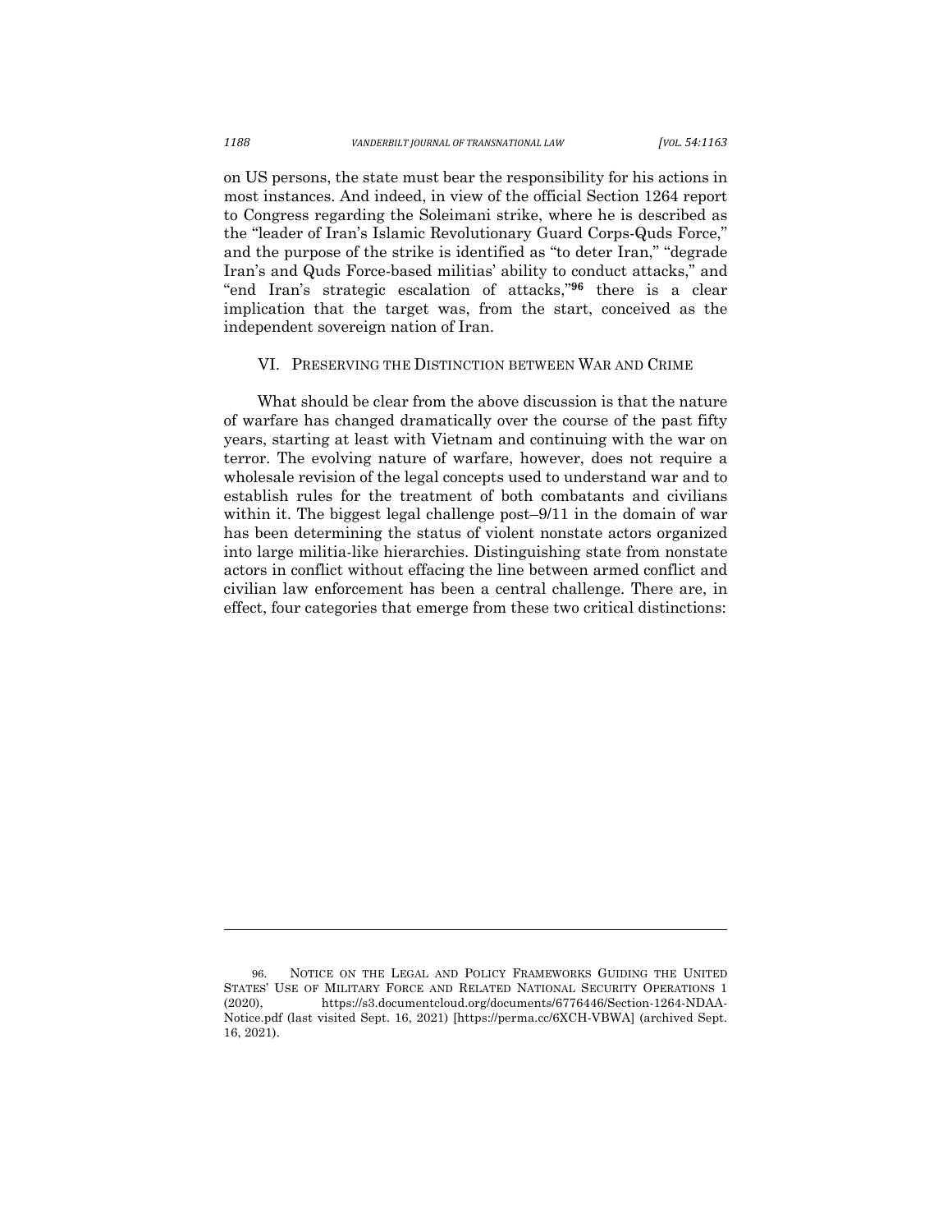on US persons, the state must bear the responsibility for his actions in most instances. And indeed, in view of the official Section 1264 report to Congress regarding the Soleimani strike, where he is described as the "leader of Iran's Islamic Revolutionary Guard Corps-Quds Force," and the purpose of the strike is identified as "to deter Iran," "degrade Iran's and Quds Force-based militias' ability to conduct attacks," and "end Iran's strategic escalation of attacks,"[96] there is a clear implication that the target was, from the start, conceived as the independent sovereign nation of Iran.

## VI. Preserving the Distinction between War and Crime

What should be clear from the above discussion is that the nature of warfare has changed dramatically over the course of the past fifty years, starting at least with Vietnam and continuing with the war on terror. The evolving nature of warfare, however, does not require a wholesale revision of the legal concepts used to understand war and to establish rules for the treatment of both combatants and civilians within it. The biggest legal challenge post–9/11 in the domain of war has been determining the status of violent nonstate actors organized into large militia-like hierarchies. Distinguishing state from nonstate actors in conflict without effacing the line between armed conflict and civilian law enforcement has been a central challenge. There are, in effect, four categories that emerge from these two critical distinctions:

---

96. Notice on the Legal and Policy Frameworks Guiding the United States' Use of Military Force and Related National Security Operations 1 (2020), https://s3.documentcloud.org/documents/6776446/Section-1264-NDAA-Notice.pdf (last visited Sept. 16, 2021) [https://perma.cc/6XCH-VBWA] (archived Sept. 16, 2021).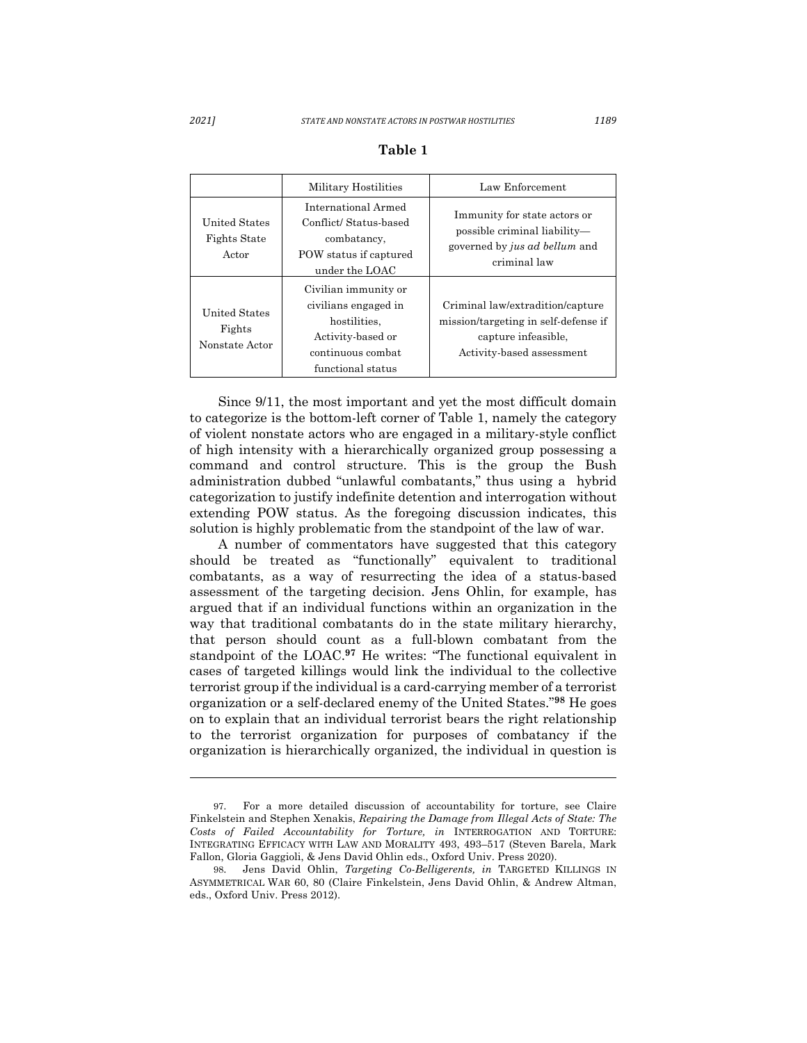**Table 1**

| | Military Hostilities | Law Enforcement |
|---|---|---|
| United States Fights State Actor | International Armed Conflict/ Status-based combatancy, POW status if captured under the LOAC | Immunity for state actors or possible criminal liability—governed by *jus ad bellum* and criminal law |
| United States Fights Nonstate Actor | Civilian immunity or civilians engaged in hostilities, Activity-based or continuous combat functional status | Criminal law/extradition/capture mission/targeting in self-defense if capture infeasible, Activity-based assessment |

Since 9/11, the most important and yet the most difficult domain to categorize is the bottom-left corner of Table 1, namely the category of violent nonstate actors who are engaged in a military-style conflict of high intensity with a hierarchically organized group possessing a command and control structure. This is the group the Bush administration dubbed "unlawful combatants," thus using a hybrid categorization to justify indefinite detention and interrogation without extending POW status. As the foregoing discussion indicates, this solution is highly problematic from the standpoint of the law of war.

A number of commentators have suggested that this category should be treated as "functionally" equivalent to traditional combatants, as a way of resurrecting the idea of a status-based assessment of the targeting decision. Jens Ohlin, for example, has argued that if an individual functions within an organization in the way that traditional combatants do in the state military hierarchy, that person should count as a full-blown combatant from the standpoint of the LOAC.[97] He writes: "The functional equivalent in cases of targeted killings would link the individual to the collective terrorist group if the individual is a card-carrying member of a terrorist organization or a self-declared enemy of the United States."[98] He goes on to explain that an individual terrorist bears the right relationship to the terrorist organization for purposes of combatancy if the organization is hierarchically organized, the individual in question is

---

97. For a more detailed discussion of accountability for torture, see Claire Finkelstein and Stephen Xenakis, *Repairing the Damage from Illegal Acts of State: The Costs of Failed Accountability for Torture, in* INTERROGATION AND TORTURE: INTEGRATING EFFICACY WITH LAW AND MORALITY 493, 493–517 (Steven Barela, Mark Fallon, Gloria Gaggioli, & Jens David Ohlin eds., Oxford Univ. Press 2020).

98. Jens David Ohlin, *Targeting Co-Belligerents, in* TARGETED KILLINGS IN ASYMMETRICAL WAR 60, 80 (Claire Finkelstein, Jens David Ohlin, & Andrew Altman, eds., Oxford Univ. Press 2012).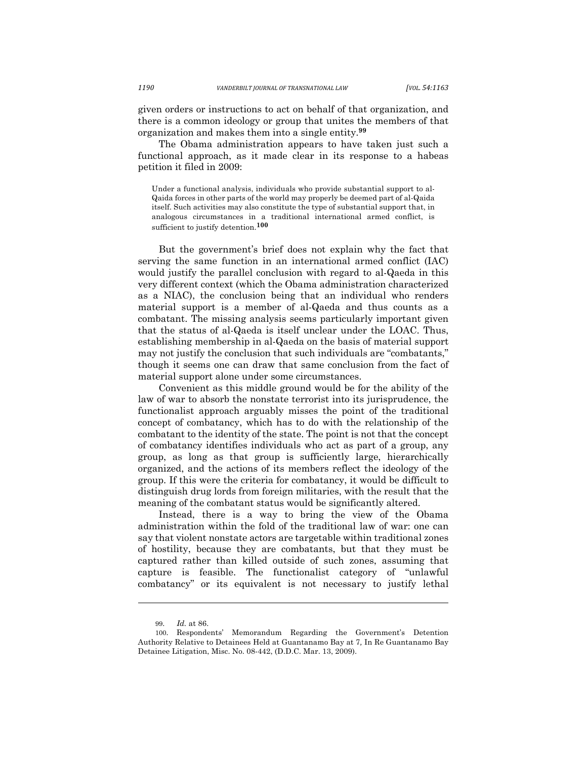given orders or instructions to act on behalf of that organization, and there is a common ideology or group that unites the members of that organization and makes them into a single entity.[99]

The Obama administration appears to have taken just such a functional approach, as it made clear in its response to a habeas petition it filed in 2009:

> Under a functional analysis, individuals who provide substantial support to al-Qaida forces in other parts of the world may properly be deemed part of al-Qaida itself. Such activities may also constitute the type of substantial support that, in analogous circumstances in a traditional international armed conflict, is sufficient to justify detention.[100]

But the government's brief does not explain why the fact that serving the same function in an international armed conflict (IAC) would justify the parallel conclusion with regard to al-Qaeda in this very different context (which the Obama administration characterized as a NIAC), the conclusion being that an individual who renders material support is a member of al-Qaeda and thus counts as a combatant. The missing analysis seems particularly important given that the status of al-Qaeda is itself unclear under the LOAC. Thus, establishing membership in al-Qaeda on the basis of material support may not justify the conclusion that such individuals are "combatants," though it seems one can draw that same conclusion from the fact of material support alone under some circumstances.

Convenient as this middle ground would be for the ability of the law of war to absorb the nonstate terrorist into its jurisprudence, the functionalist approach arguably misses the point of the traditional concept of combatancy, which has to do with the relationship of the combatant to the identity of the state. The point is not that the concept of combatancy identifies individuals who act as part of a group, any group, as long as that group is sufficiently large, hierarchically organized, and the actions of its members reflect the ideology of the group. If this were the criteria for combatancy, it would be difficult to distinguish drug lords from foreign militaries, with the result that the meaning of the combatant status would be significantly altered.

Instead, there is a way to bring the view of the Obama administration within the fold of the traditional law of war: one can say that violent nonstate actors are targetable within traditional zones of hostility, because they are combatants, but that they must be captured rather than killed outside of such zones, assuming that capture is feasible. The functionalist category of "unlawful combatancy" or its equivalent is not necessary to justify lethal

---

99. *Id.* at 86.

100. Respondents' Memorandum Regarding the Government's Detention Authority Relative to Detainees Held at Guantanamo Bay at 7, In Re Guantanamo Bay Detainee Litigation, Misc. No. 08-442, (D.D.C. Mar. 13, 2009).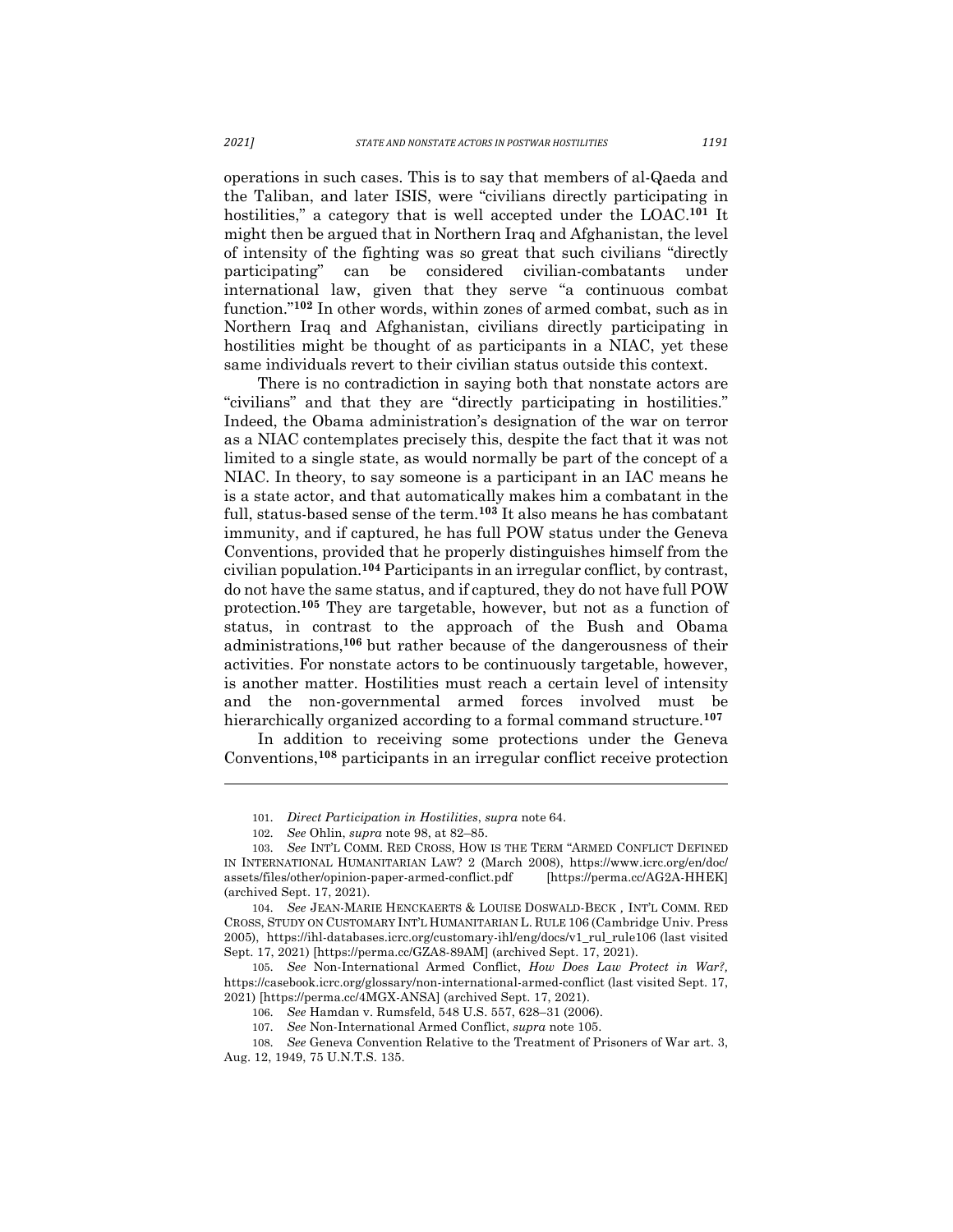operations in such cases. This is to say that members of al-Qaeda and the Taliban, and later ISIS, were "civilians directly participating in hostilities," a category that is well accepted under the LOAC.[101] It might then be argued that in Northern Iraq and Afghanistan, the level of intensity of the fighting was so great that such civilians "directly participating" can be considered civilian-combatants under international law, given that they serve "a continuous combat function."[102] In other words, within zones of armed combat, such as in Northern Iraq and Afghanistan, civilians directly participating in hostilities might be thought of as participants in a NIAC, yet these same individuals revert to their civilian status outside this context.

There is no contradiction in saying both that nonstate actors are "civilians" and that they are "directly participating in hostilities." Indeed, the Obama administration's designation of the war on terror as a NIAC contemplates precisely this, despite the fact that it was not limited to a single state, as would normally be part of the concept of a NIAC. In theory, to say someone is a participant in an IAC means he is a state actor, and that automatically makes him a combatant in the full, status-based sense of the term.[103] It also means he has combatant immunity, and if captured, he has full POW status under the Geneva Conventions, provided that he properly distinguishes himself from the civilian population.[104] Participants in an irregular conflict, by contrast, do not have the same status, and if captured, they do not have full POW protection.[105] They are targetable, however, but not as a function of status, in contrast to the approach of the Bush and Obama administrations,[106] but rather because of the dangerousness of their activities. For nonstate actors to be continuously targetable, however, is another matter. Hostilities must reach a certain level of intensity and the non-governmental armed forces involved must be hierarchically organized according to a formal command structure.[107]

In addition to receiving some protections under the Geneva Conventions,[108] participants in an irregular conflict receive protection

---

101. *Direct Participation in Hostilities*, *supra* note 64.

102. *See* Ohlin, *supra* note 98, at 82–85.

103. *See* INT'L COMM. RED CROSS, HOW IS THE TERM "ARMED CONFLICT DEFINED IN INTERNATIONAL HUMANITARIAN LAW? 2 (March 2008), https://www.icrc.org/en/doc/assets/files/other/opinion-paper-armed-conflict.pdf [https://perma.cc/AG2A-HHEK] (archived Sept. 17, 2021).

104. *See* JEAN-MARIE HENCKAERTS & LOUISE DOSWALD-BECK , INT'L COMM. RED CROSS, STUDY ON CUSTOMARY INT'L HUMANITARIAN L. RULE 106 (Cambridge Univ. Press 2005), https://ihl-databases.icrc.org/customary-ihl/eng/docs/v1_rul_rule106 (last visited Sept. 17, 2021) [https://perma.cc/GZA8-89AM] (archived Sept. 17, 2021).

105. *See* Non-International Armed Conflict, *How Does Law Protect in War?,* https://casebook.icrc.org/glossary/non-international-armed-conflict (last visited Sept. 17, 2021) [https://perma.cc/4MGX-ANSA] (archived Sept. 17, 2021).

106. *See* Hamdan v. Rumsfeld, 548 U.S. 557, 628–31 (2006).

107. *See* Non-International Armed Conflict, *supra* note 105.

108. *See* Geneva Convention Relative to the Treatment of Prisoners of War art. 3, Aug. 12, 1949, 75 U.N.T.S. 135.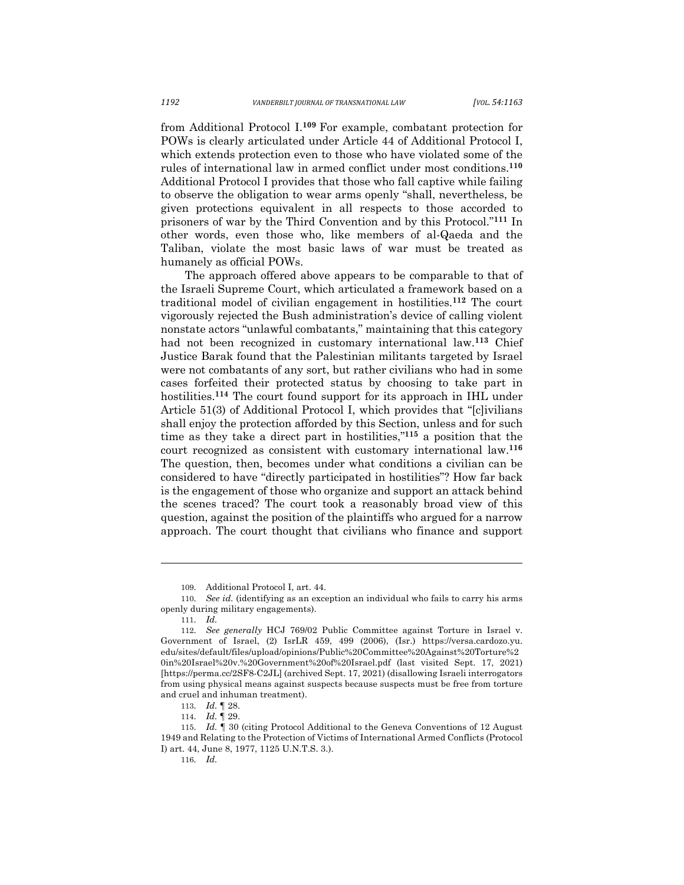from Additional Protocol I.[109] For example, combatant protection for POWs is clearly articulated under Article 44 of Additional Protocol I, which extends protection even to those who have violated some of the rules of international law in armed conflict under most conditions.[110] Additional Protocol I provides that those who fall captive while failing to observe the obligation to wear arms openly "shall, nevertheless, be given protections equivalent in all respects to those accorded to prisoners of war by the Third Convention and by this Protocol."[111] In other words, even those who, like members of al-Qaeda and the Taliban, violate the most basic laws of war must be treated as humanely as official POWs.

The approach offered above appears to be comparable to that of the Israeli Supreme Court, which articulated a framework based on a traditional model of civilian engagement in hostilities.[112] The court vigorously rejected the Bush administration's device of calling violent nonstate actors "unlawful combatants," maintaining that this category had not been recognized in customary international law.[113] Chief Justice Barak found that the Palestinian militants targeted by Israel were not combatants of any sort, but rather civilians who had in some cases forfeited their protected status by choosing to take part in hostilities.[114] The court found support for its approach in IHL under Article 51(3) of Additional Protocol I, which provides that "[c]ivilians shall enjoy the protection afforded by this Section, unless and for such time as they take a direct part in hostilities,"[115] a position that the court recognized as consistent with customary international law.[116] The question, then, becomes under what conditions a civilian can be considered to have "directly participated in hostilities"? How far back is the engagement of those who organize and support an attack behind the scenes traced? The court took a reasonably broad view of this question, against the position of the plaintiffs who argued for a narrow approach. The court thought that civilians who finance and support

---

109. Additional Protocol I, art. 44.

110. *See id.* (identifying as an exception an individual who fails to carry his arms openly during military engagements).

111. *Id.*

112. *See generally* HCJ 769/02 Public Committee against Torture in Israel v. Government of Israel, (2) IsrLR 459, 499 (2006), (Isr.) https://versa.cardozo.yu.edu/sites/default/files/upload/opinions/Public%20Committee%20Against%20Torture%20in%20Israel%20v.%20Government%20of%20Israel.pdf (last visited Sept. 17, 2021) [https://perma.cc/2SF8-C2JL] (archived Sept. 17, 2021) (disallowing Israeli interrogators from using physical means against suspects because suspects must be free from torture and cruel and inhuman treatment).

113. *Id.* ¶ 28.

114. *Id.* ¶ 29.

115. *Id.* ¶ 30 (citing Protocol Additional to the Geneva Conventions of 12 August 1949 and Relating to the Protection of Victims of International Armed Conflicts (Protocol I) art. 44, June 8, 1977, 1125 U.N.T.S. 3.).

116. *Id.*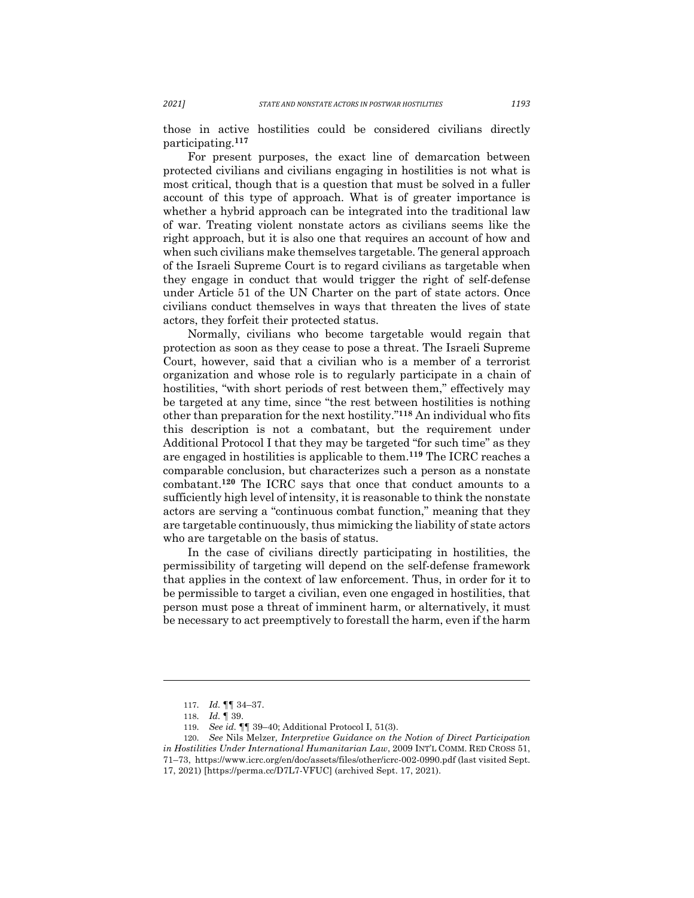those in active hostilities could be considered civilians directly participating.[117]

For present purposes, the exact line of demarcation between protected civilians and civilians engaging in hostilities is not what is most critical, though that is a question that must be solved in a fuller account of this type of approach. What is of greater importance is whether a hybrid approach can be integrated into the traditional law of war. Treating violent nonstate actors as civilians seems like the right approach, but it is also one that requires an account of how and when such civilians make themselves targetable. The general approach of the Israeli Supreme Court is to regard civilians as targetable when they engage in conduct that would trigger the right of self-defense under Article 51 of the UN Charter on the part of state actors. Once civilians conduct themselves in ways that threaten the lives of state actors, they forfeit their protected status.

Normally, civilians who become targetable would regain that protection as soon as they cease to pose a threat. The Israeli Supreme Court, however, said that a civilian who is a member of a terrorist organization and whose role is to regularly participate in a chain of hostilities, "with short periods of rest between them," effectively may be targeted at any time, since "the rest between hostilities is nothing other than preparation for the next hostility."[118] An individual who fits this description is not a combatant, but the requirement under Additional Protocol I that they may be targeted "for such time" as they are engaged in hostilities is applicable to them.[119] The ICRC reaches a comparable conclusion, but characterizes such a person as a nonstate combatant.[120] The ICRC says that once that conduct amounts to a sufficiently high level of intensity, it is reasonable to think the nonstate actors are serving a "continuous combat function," meaning that they are targetable continuously, thus mimicking the liability of state actors who are targetable on the basis of status.

In the case of civilians directly participating in hostilities, the permissibility of targeting will depend on the self-defense framework that applies in the context of law enforcement. Thus, in order for it to be permissible to target a civilian, even one engaged in hostilities, that person must pose a threat of imminent harm, or alternatively, it must be necessary to act preemptively to forestall the harm, even if the harm

---

117. *Id.* ¶¶ 34–37.

118. *Id.* ¶ 39.

119. *See id.* ¶¶ 39–40; Additional Protocol I, 51(3).

120. *See* Nils Melzer*, Interpretive Guidance on the Notion of Direct Participation in Hostilities Under International Humanitarian Law*, 2009 INT'L COMM. RED CROSS 51, 71–73, https://www.icrc.org/en/doc/assets/files/other/icrc-002-0990.pdf (last visited Sept. 17, 2021) [https://perma.cc/D7L7-VFUC] (archived Sept. 17, 2021).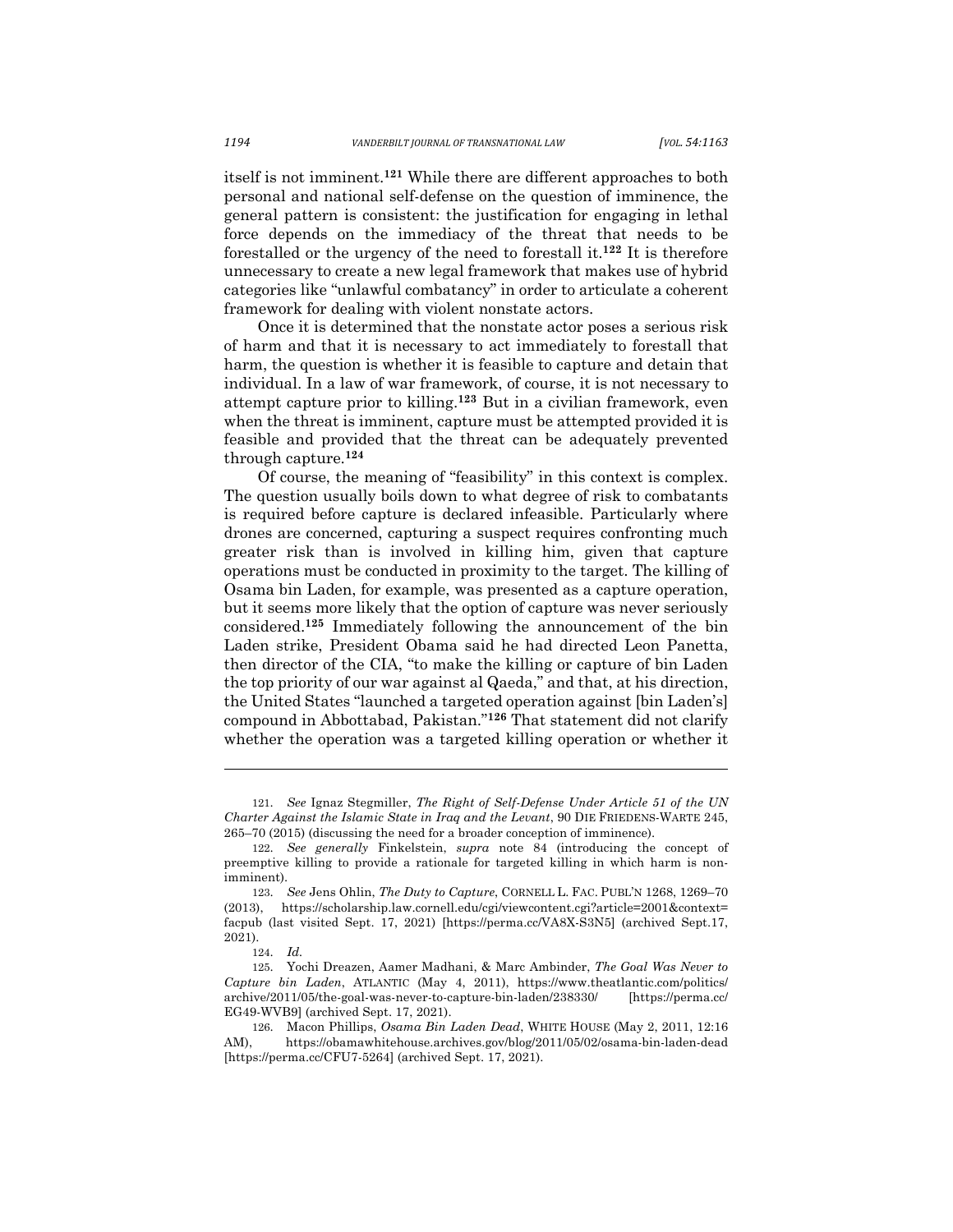itself is not imminent.[121] While there are different approaches to both personal and national self-defense on the question of imminence, the general pattern is consistent: the justification for engaging in lethal force depends on the immediacy of the threat that needs to be forestalled or the urgency of the need to forestall it.[122] It is therefore unnecessary to create a new legal framework that makes use of hybrid categories like "unlawful combatancy" in order to articulate a coherent framework for dealing with violent nonstate actors.

Once it is determined that the nonstate actor poses a serious risk of harm and that it is necessary to act immediately to forestall that harm, the question is whether it is feasible to capture and detain that individual. In a law of war framework, of course, it is not necessary to attempt capture prior to killing.[123] But in a civilian framework, even when the threat is imminent, capture must be attempted provided it is feasible and provided that the threat can be adequately prevented through capture.[124]

Of course, the meaning of "feasibility" in this context is complex. The question usually boils down to what degree of risk to combatants is required before capture is declared infeasible. Particularly where drones are concerned, capturing a suspect requires confronting much greater risk than is involved in killing him, given that capture operations must be conducted in proximity to the target. The killing of Osama bin Laden, for example, was presented as a capture operation, but it seems more likely that the option of capture was never seriously considered.[125] Immediately following the announcement of the bin Laden strike, President Obama said he had directed Leon Panetta, then director of the CIA, "to make the killing or capture of bin Laden the top priority of our war against al Qaeda," and that, at his direction, the United States "launched a targeted operation against [bin Laden's] compound in Abbottabad, Pakistan."[126] That statement did not clarify whether the operation was a targeted killing operation or whether it

---

121. *See* Ignaz Stegmiller, *The Right of Self-Defense Under Article 51 of the UN Charter Against the Islamic State in Iraq and the Levant*, 90 DIE FRIEDENS-WARTE 245, 265–70 (2015) (discussing the need for a broader conception of imminence).

122. *See generally* Finkelstein, *supra* note 84 (introducing the concept of preemptive killing to provide a rationale for targeted killing in which harm is non-imminent).

123. *See* Jens Ohlin, *The Duty to Capture*, CORNELL L. FAC. PUBL'N 1268, 1269–70 (2013), https://scholarship.law.cornell.edu/cgi/viewcontent.cgi?article=2001&context=facpub (last visited Sept. 17, 2021) [https://perma.cc/VA8X-S3N5] (archived Sept.17, 2021).

124. *Id.*

125. Yochi Dreazen, Aamer Madhani, & Marc Ambinder, *The Goal Was Never to Capture bin Laden*, ATLANTIC (May 4, 2011), https://www.theatlantic.com/politics/archive/2011/05/the-goal-was-never-to-capture-bin-laden/238330/ [https://perma.cc/EG49-WVB9] (archived Sept. 17, 2021).

126. Macon Phillips, *Osama Bin Laden Dead*, WHITE HOUSE (May 2, 2011, 12:16 AM), https://obamawhitehouse.archives.gov/blog/2011/05/02/osama-bin-laden-dead [https://perma.cc/CFU7-5264] (archived Sept. 17, 2021).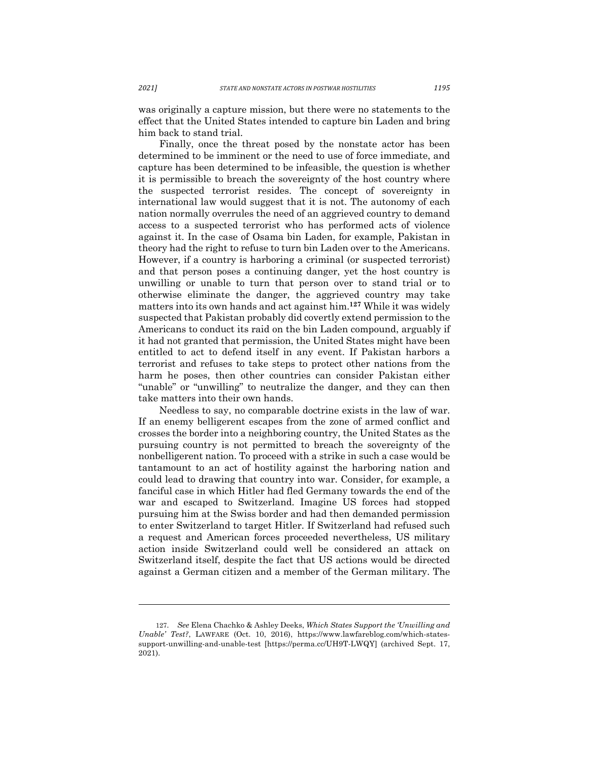was originally a capture mission, but there were no statements to the effect that the United States intended to capture bin Laden and bring him back to stand trial.

Finally, once the threat posed by the nonstate actor has been determined to be imminent or the need to use of force immediate, and capture has been determined to be infeasible, the question is whether it is permissible to breach the sovereignty of the host country where the suspected terrorist resides. The concept of sovereignty in international law would suggest that it is not. The autonomy of each nation normally overrules the need of an aggrieved country to demand access to a suspected terrorist who has performed acts of violence against it. In the case of Osama bin Laden, for example, Pakistan in theory had the right to refuse to turn bin Laden over to the Americans. However, if a country is harboring a criminal (or suspected terrorist) and that person poses a continuing danger, yet the host country is unwilling or unable to turn that person over to stand trial or to otherwise eliminate the danger, the aggrieved country may take matters into its own hands and act against him.[127] While it was widely suspected that Pakistan probably did covertly extend permission to the Americans to conduct its raid on the bin Laden compound, arguably if it had not granted that permission, the United States might have been entitled to act to defend itself in any event. If Pakistan harbors a terrorist and refuses to take steps to protect other nations from the harm he poses, then other countries can consider Pakistan either "unable" or "unwilling" to neutralize the danger, and they can then take matters into their own hands.

Needless to say, no comparable doctrine exists in the law of war. If an enemy belligerent escapes from the zone of armed conflict and crosses the border into a neighboring country, the United States as the pursuing country is not permitted to breach the sovereignty of the nonbelligerent nation. To proceed with a strike in such a case would be tantamount to an act of hostility against the harboring nation and could lead to drawing that country into war. Consider, for example, a fanciful case in which Hitler had fled Germany towards the end of the war and escaped to Switzerland. Imagine US forces had stopped pursuing him at the Swiss border and had then demanded permission to enter Switzerland to target Hitler. If Switzerland had refused such a request and American forces proceeded nevertheless, US military action inside Switzerland could well be considered an attack on Switzerland itself, despite the fact that US actions would be directed against a German citizen and a member of the German military. The

---

127. *See* Elena Chachko & Ashley Deeks, *Which States Support the 'Unwilling and Unable' Test?*, LAWFARE (Oct. 10, 2016), https://www.lawfareblog.com/which-states-support-unwilling-and-unable-test [https://perma.cc/UH9T-LWQY] (archived Sept. 17, 2021).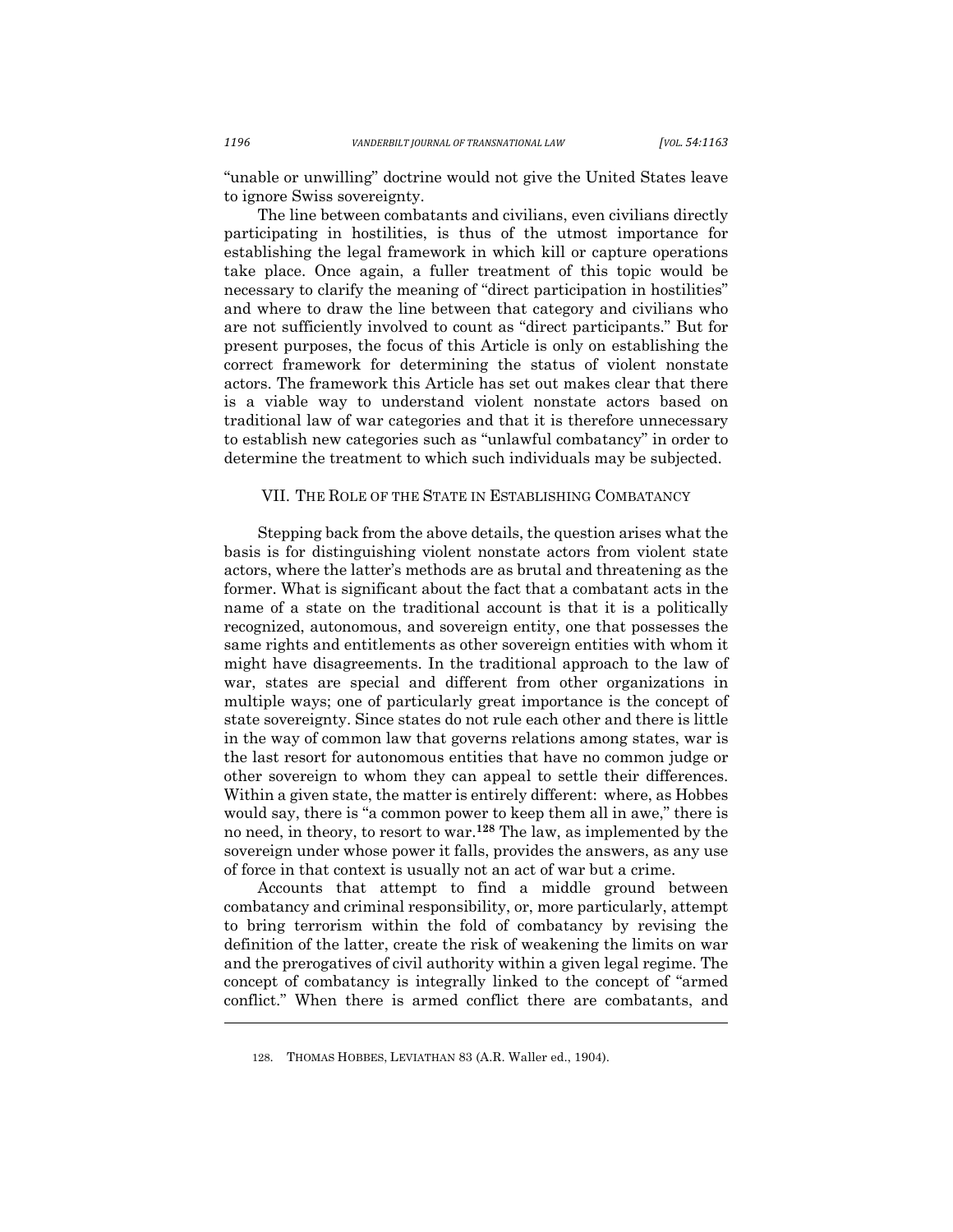"unable or unwilling" doctrine would not give the United States leave to ignore Swiss sovereignty.

The line between combatants and civilians, even civilians directly participating in hostilities, is thus of the utmost importance for establishing the legal framework in which kill or capture operations take place. Once again, a fuller treatment of this topic would be necessary to clarify the meaning of "direct participation in hostilities" and where to draw the line between that category and civilians who are not sufficiently involved to count as "direct participants." But for present purposes, the focus of this Article is only on establishing the correct framework for determining the status of violent nonstate actors. The framework this Article has set out makes clear that there is a viable way to understand violent nonstate actors based on traditional law of war categories and that it is therefore unnecessary to establish new categories such as "unlawful combatancy" in order to determine the treatment to which such individuals may be subjected.

## VII. THE ROLE OF THE STATE IN ESTABLISHING COMBATANCY

Stepping back from the above details, the question arises what the basis is for distinguishing violent nonstate actors from violent state actors, where the latter's methods are as brutal and threatening as the former. What is significant about the fact that a combatant acts in the name of a state on the traditional account is that it is a politically recognized, autonomous, and sovereign entity, one that possesses the same rights and entitlements as other sovereign entities with whom it might have disagreements. In the traditional approach to the law of war, states are special and different from other organizations in multiple ways; one of particularly great importance is the concept of state sovereignty. Since states do not rule each other and there is little in the way of common law that governs relations among states, war is the last resort for autonomous entities that have no common judge or other sovereign to whom they can appeal to settle their differences. Within a given state, the matter is entirely different: where, as Hobbes would say, there is "a common power to keep them all in awe," there is no need, in theory, to resort to war.[128] The law, as implemented by the sovereign under whose power it falls, provides the answers, as any use of force in that context is usually not an act of war but a crime.

Accounts that attempt to find a middle ground between combatancy and criminal responsibility, or, more particularly, attempt to bring terrorism within the fold of combatancy by revising the definition of the latter, create the risk of weakening the limits on war and the prerogatives of civil authority within a given legal regime. The concept of combatancy is integrally linked to the concept of "armed conflict." When there is armed conflict there are combatants, and

---

128. THOMAS HOBBES, LEVIATHAN 83 (A.R. Waller ed., 1904).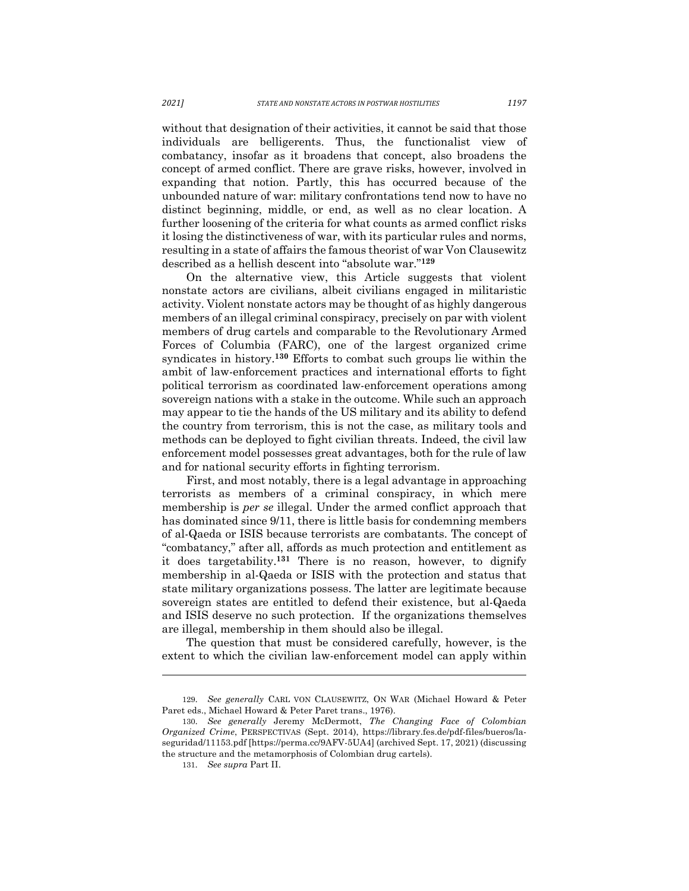without that designation of their activities, it cannot be said that those individuals are belligerents. Thus, the functionalist view of combatancy, insofar as it broadens that concept, also broadens the concept of armed conflict. There are grave risks, however, involved in expanding that notion. Partly, this has occurred because of the unbounded nature of war: military confrontations tend now to have no distinct beginning, middle, or end, as well as no clear location. A further loosening of the criteria for what counts as armed conflict risks it losing the distinctiveness of war, with its particular rules and norms, resulting in a state of affairs the famous theorist of war Von Clausewitz described as a hellish descent into "absolute war."[129]

On the alternative view, this Article suggests that violent nonstate actors are civilians, albeit civilians engaged in militaristic activity. Violent nonstate actors may be thought of as highly dangerous members of an illegal criminal conspiracy, precisely on par with violent members of drug cartels and comparable to the Revolutionary Armed Forces of Columbia (FARC), one of the largest organized crime syndicates in history.[130] Efforts to combat such groups lie within the ambit of law-enforcement practices and international efforts to fight political terrorism as coordinated law-enforcement operations among sovereign nations with a stake in the outcome. While such an approach may appear to tie the hands of the US military and its ability to defend the country from terrorism, this is not the case, as military tools and methods can be deployed to fight civilian threats. Indeed, the civil law enforcement model possesses great advantages, both for the rule of law and for national security efforts in fighting terrorism.

First, and most notably, there is a legal advantage in approaching terrorists as members of a criminal conspiracy, in which mere membership is *per se* illegal. Under the armed conflict approach that has dominated since 9/11, there is little basis for condemning members of al-Qaeda or ISIS because terrorists are combatants. The concept of "combatancy," after all, affords as much protection and entitlement as it does targetability.[131] There is no reason, however, to dignify membership in al-Qaeda or ISIS with the protection and status that state military organizations possess. The latter are legitimate because sovereign states are entitled to defend their existence, but al-Qaeda and ISIS deserve no such protection. If the organizations themselves are illegal, membership in them should also be illegal.

The question that must be considered carefully, however, is the extent to which the civilian law-enforcement model can apply within

---

129. *See generally* CARL VON CLAUSEWITZ, ON WAR (Michael Howard & Peter Paret eds., Michael Howard & Peter Paret trans., 1976).

130. *See generally* Jeremy McDermott, *The Changing Face of Colombian Organized Crime*, PERSPECTIVAS (Sept. 2014), https://library.fes.de/pdf-files/bueros/la-seguridad/11153.pdf [https://perma.cc/9AFV-5UA4] (archived Sept. 17, 2021) (discussing the structure and the metamorphosis of Colombian drug cartels).

131. *See supra* Part II.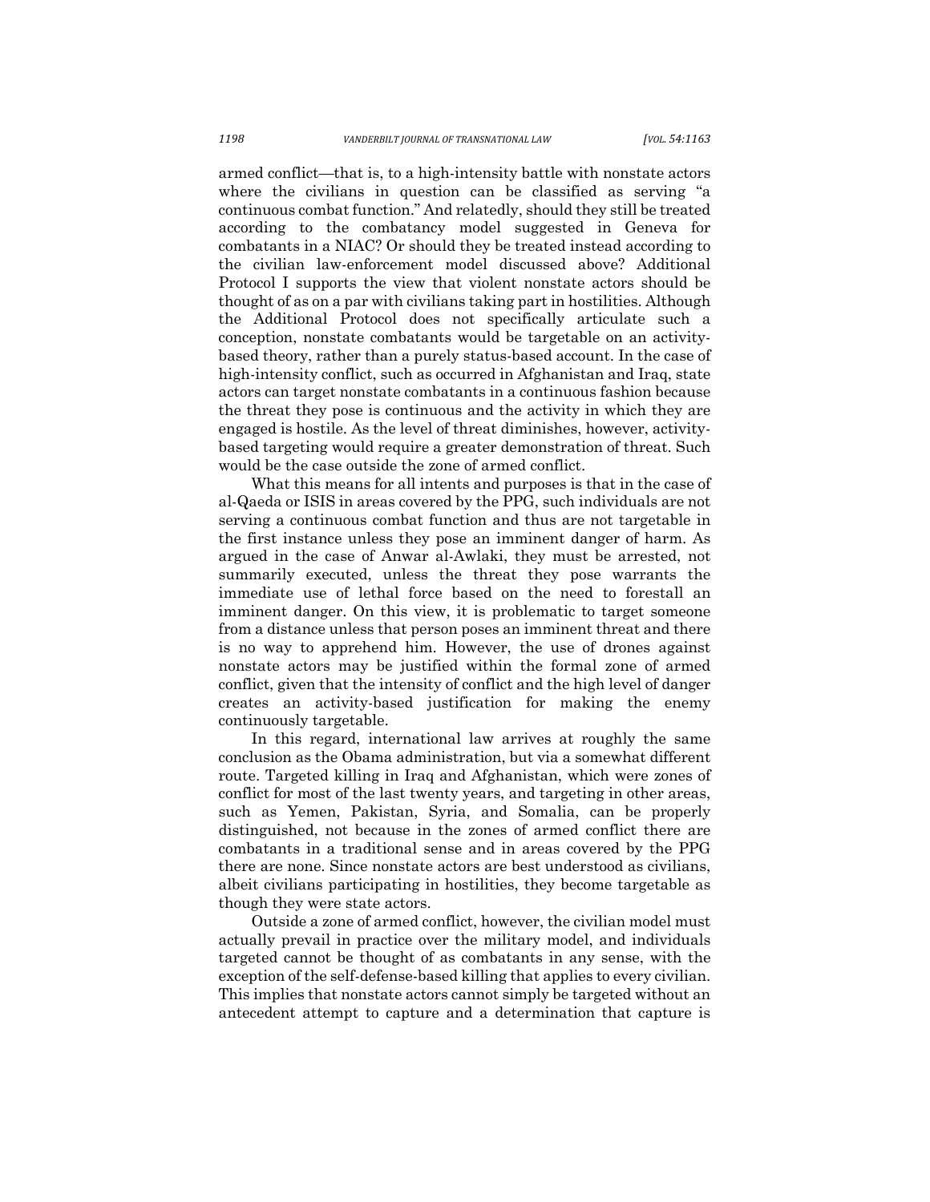armed conflict—that is, to a high-intensity battle with nonstate actors where the civilians in question can be classified as serving "a continuous combat function." And relatedly, should they still be treated according to the combatancy model suggested in Geneva for combatants in a NIAC? Or should they be treated instead according to the civilian law-enforcement model discussed above? Additional Protocol I supports the view that violent nonstate actors should be thought of as on a par with civilians taking part in hostilities. Although the Additional Protocol does not specifically articulate such a conception, nonstate combatants would be targetable on an activity-based theory, rather than a purely status-based account. In the case of high-intensity conflict, such as occurred in Afghanistan and Iraq, state actors can target nonstate combatants in a continuous fashion because the threat they pose is continuous and the activity in which they are engaged is hostile. As the level of threat diminishes, however, activity-based targeting would require a greater demonstration of threat. Such would be the case outside the zone of armed conflict.

What this means for all intents and purposes is that in the case of al-Qaeda or ISIS in areas covered by the PPG, such individuals are not serving a continuous combat function and thus are not targetable in the first instance unless they pose an imminent danger of harm. As argued in the case of Anwar al-Awlaki, they must be arrested, not summarily executed, unless the threat they pose warrants the immediate use of lethal force based on the need to forestall an imminent danger. On this view, it is problematic to target someone from a distance unless that person poses an imminent threat and there is no way to apprehend him. However, the use of drones against nonstate actors may be justified within the formal zone of armed conflict, given that the intensity of conflict and the high level of danger creates an activity-based justification for making the enemy continuously targetable.

In this regard, international law arrives at roughly the same conclusion as the Obama administration, but via a somewhat different route. Targeted killing in Iraq and Afghanistan, which were zones of conflict for most of the last twenty years, and targeting in other areas, such as Yemen, Pakistan, Syria, and Somalia, can be properly distinguished, not because in the zones of armed conflict there are combatants in a traditional sense and in areas covered by the PPG there are none. Since nonstate actors are best understood as civilians, albeit civilians participating in hostilities, they become targetable as though they were state actors.

Outside a zone of armed conflict, however, the civilian model must actually prevail in practice over the military model, and individuals targeted cannot be thought of as combatants in any sense, with the exception of the self-defense-based killing that applies to every civilian. This implies that nonstate actors cannot simply be targeted without an antecedent attempt to capture and a determination that capture is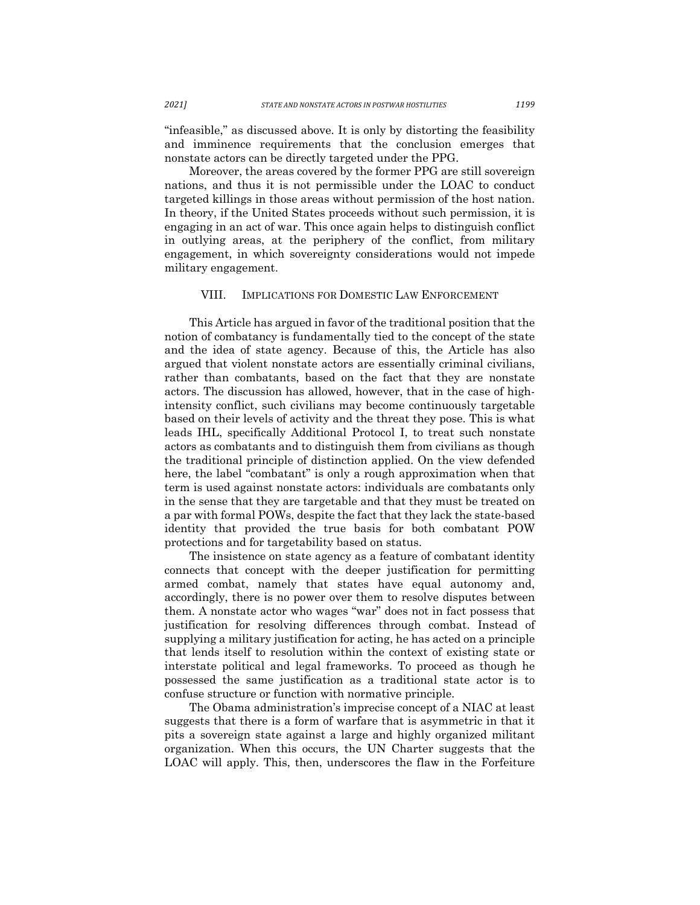"infeasible," as discussed above. It is only by distorting the feasibility and imminence requirements that the conclusion emerges that nonstate actors can be directly targeted under the PPG.

Moreover, the areas covered by the former PPG are still sovereign nations, and thus it is not permissible under the LOAC to conduct targeted killings in those areas without permission of the host nation. In theory, if the United States proceeds without such permission, it is engaging in an act of war. This once again helps to distinguish conflict in outlying areas, at the periphery of the conflict, from military engagement, in which sovereignty considerations would not impede military engagement.

## VIII. IMPLICATIONS FOR DOMESTIC LAW ENFORCEMENT

This Article has argued in favor of the traditional position that the notion of combatancy is fundamentally tied to the concept of the state and the idea of state agency. Because of this, the Article has also argued that violent nonstate actors are essentially criminal civilians, rather than combatants, based on the fact that they are nonstate actors. The discussion has allowed, however, that in the case of high-intensity conflict, such civilians may become continuously targetable based on their levels of activity and the threat they pose. This is what leads IHL, specifically Additional Protocol I, to treat such nonstate actors as combatants and to distinguish them from civilians as though the traditional principle of distinction applied. On the view defended here, the label "combatant" is only a rough approximation when that term is used against nonstate actors: individuals are combatants only in the sense that they are targetable and that they must be treated on a par with formal POWs, despite the fact that they lack the state-based identity that provided the true basis for both combatant POW protections and for targetability based on status.

The insistence on state agency as a feature of combatant identity connects that concept with the deeper justification for permitting armed combat, namely that states have equal autonomy and, accordingly, there is no power over them to resolve disputes between them. A nonstate actor who wages "war" does not in fact possess that justification for resolving differences through combat. Instead of supplying a military justification for acting, he has acted on a principle that lends itself to resolution within the context of existing state or interstate political and legal frameworks. To proceed as though he possessed the same justification as a traditional state actor is to confuse structure or function with normative principle.

The Obama administration's imprecise concept of a NIAC at least suggests that there is a form of warfare that is asymmetric in that it pits a sovereign state against a large and highly organized militant organization. When this occurs, the UN Charter suggests that the LOAC will apply. This, then, underscores the flaw in the Forfeiture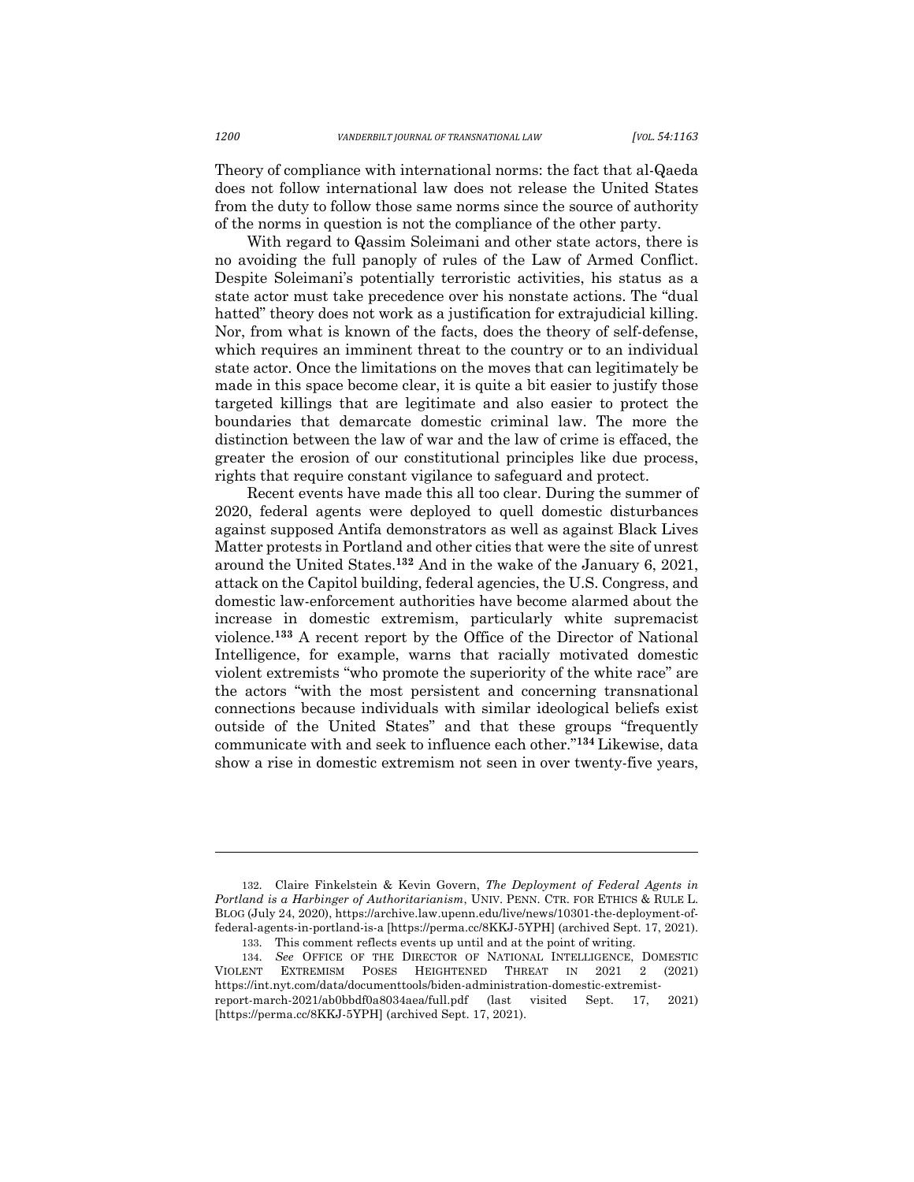Theory of compliance with international norms: the fact that al-Qaeda does not follow international law does not release the United States from the duty to follow those same norms since the source of authority of the norms in question is not the compliance of the other party.

With regard to Qassim Soleimani and other state actors, there is no avoiding the full panoply of rules of the Law of Armed Conflict. Despite Soleimani's potentially terroristic activities, his status as a state actor must take precedence over his nonstate actions. The "dual hatted" theory does not work as a justification for extrajudicial killing. Nor, from what is known of the facts, does the theory of self-defense, which requires an imminent threat to the country or to an individual state actor. Once the limitations on the moves that can legitimately be made in this space become clear, it is quite a bit easier to justify those targeted killings that are legitimate and also easier to protect the boundaries that demarcate domestic criminal law. The more the distinction between the law of war and the law of crime is effaced, the greater the erosion of our constitutional principles like due process, rights that require constant vigilance to safeguard and protect.

Recent events have made this all too clear. During the summer of 2020, federal agents were deployed to quell domestic disturbances against supposed Antifa demonstrators as well as against Black Lives Matter protests in Portland and other cities that were the site of unrest around the United States.[132] And in the wake of the January 6, 2021, attack on the Capitol building, federal agencies, the U.S. Congress, and domestic law-enforcement authorities have become alarmed about the increase in domestic extremism, particularly white supremacist violence.[133] A recent report by the Office of the Director of National Intelligence, for example, warns that racially motivated domestic violent extremists "who promote the superiority of the white race" are the actors "with the most persistent and concerning transnational connections because individuals with similar ideological beliefs exist outside of the United States" and that these groups "frequently communicate with and seek to influence each other."[134] Likewise, data show a rise in domestic extremism not seen in over twenty-five years,

---

132. Claire Finkelstein & Kevin Govern, *The Deployment of Federal Agents in Portland is a Harbinger of Authoritarianism*, UNIV. PENN. CTR. FOR ETHICS & RULE L. BLOG (July 24, 2020), https://archive.law.upenn.edu/live/news/10301-the-deployment-of-federal-agents-in-portland-is-a [https://perma.cc/8KKJ-5YPH] (archived Sept. 17, 2021).

133. This comment reflects events up until and at the point of writing.

134. *See* OFFICE OF THE DIRECTOR OF NATIONAL INTELLIGENCE, DOMESTIC VIOLENT EXTREMISM POSES HEIGHTENED THREAT IN 2021 2 (2021) https://int.nyt.com/data/documenttools/biden-administration-domestic-extremist-report-march-2021/ab0bbdf0a8034aea/full.pdf (last visited Sept. 17, 2021) [https://perma.cc/8KKJ-5YPH] (archived Sept. 17, 2021).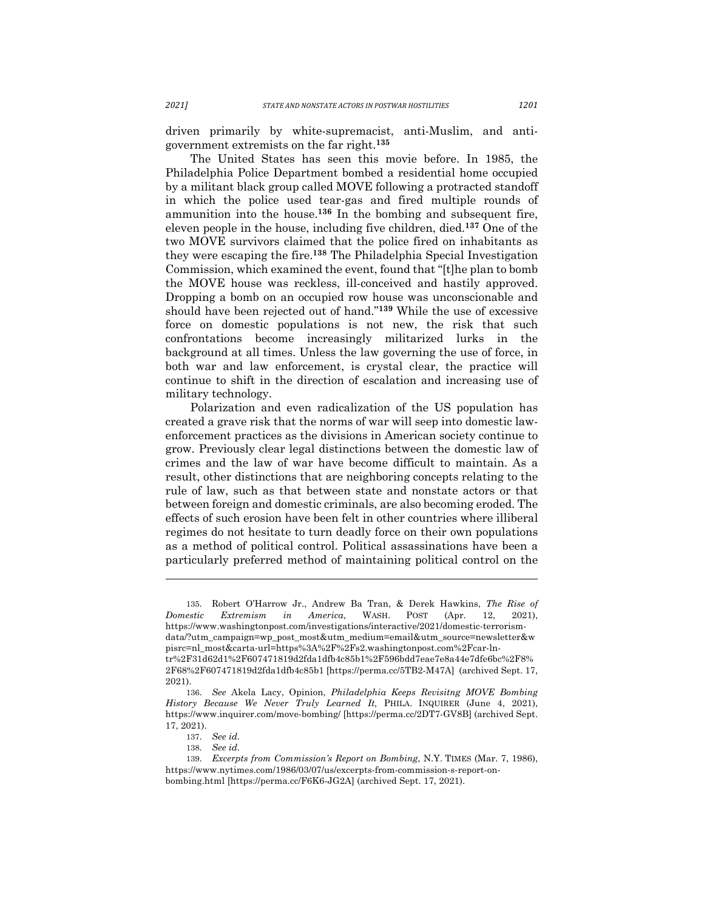driven primarily by white-supremacist, anti-Muslim, and anti-government extremists on the far right.[135]

The United States has seen this movie before. In 1985, the Philadelphia Police Department bombed a residential home occupied by a militant black group called MOVE following a protracted standoff in which the police used tear-gas and fired multiple rounds of ammunition into the house.[136] In the bombing and subsequent fire, eleven people in the house, including five children, died.[137] One of the two MOVE survivors claimed that the police fired on inhabitants as they were escaping the fire.[138] The Philadelphia Special Investigation Commission, which examined the event, found that "[t]he plan to bomb the MOVE house was reckless, ill-conceived and hastily approved. Dropping a bomb on an occupied row house was unconscionable and should have been rejected out of hand."[139] While the use of excessive force on domestic populations is not new, the risk that such confrontations become increasingly militarized lurks in the background at all times. Unless the law governing the use of force, in both war and law enforcement, is crystal clear, the practice will continue to shift in the direction of escalation and increasing use of military technology.

Polarization and even radicalization of the US population has created a grave risk that the norms of war will seep into domestic law-enforcement practices as the divisions in American society continue to grow. Previously clear legal distinctions between the domestic law of crimes and the law of war have become difficult to maintain. As a result, other distinctions that are neighboring concepts relating to the rule of law, such as that between state and nonstate actors or that between foreign and domestic criminals, are also becoming eroded. The effects of such erosion have been felt in other countries where illiberal regimes do not hesitate to turn deadly force on their own populations as a method of political control. Political assassinations have been a particularly preferred method of maintaining political control on the

---

135. Robert O'Harrow Jr., Andrew Ba Tran, & Derek Hawkins, *The Rise of Domestic Extremism in America*, WASH. POST (Apr. 12, 2021), https://www.washingtonpost.com/investigations/interactive/2021/domestic-terrorism-data/?utm_campaign=wp_post_most&utm_medium=email&utm_source=newsletter&wpisrc=nl_most&carta-url=https%3A%2F%2Fs2.washingtonpost.com%2Fcar-ln-tr%2F31d62d1%2F607471819d2fda1dfb4c85b1%2F596bdd7eae7e8a44e7dfe6bc%2F8%2F68%2F607471819d2fda1dfb4c85b1 [https://perma.cc/5TB2-M47A] (archived Sept. 17, 2021).

136. *See* Akela Lacy, Opinion, *Philadelphia Keeps Revisitng MOVE Bombing History Because We Never Truly Learned It,* PHILA. INQUIRER (June 4, 2021), https://www.inquirer.com/move-bombing/ [https://perma.cc/2DT7-GV8B] (archived Sept. 17, 2021).

137. *See id.*

138. *See id.*

139. *Excerpts from Commission's Report on Bombing*, N.Y. TIMES (Mar. 7, 1986), https://www.nytimes.com/1986/03/07/us/excerpts-from-commission-s-report-on-bombing.html [https://perma.cc/F6K6-JG2A] (archived Sept. 17, 2021).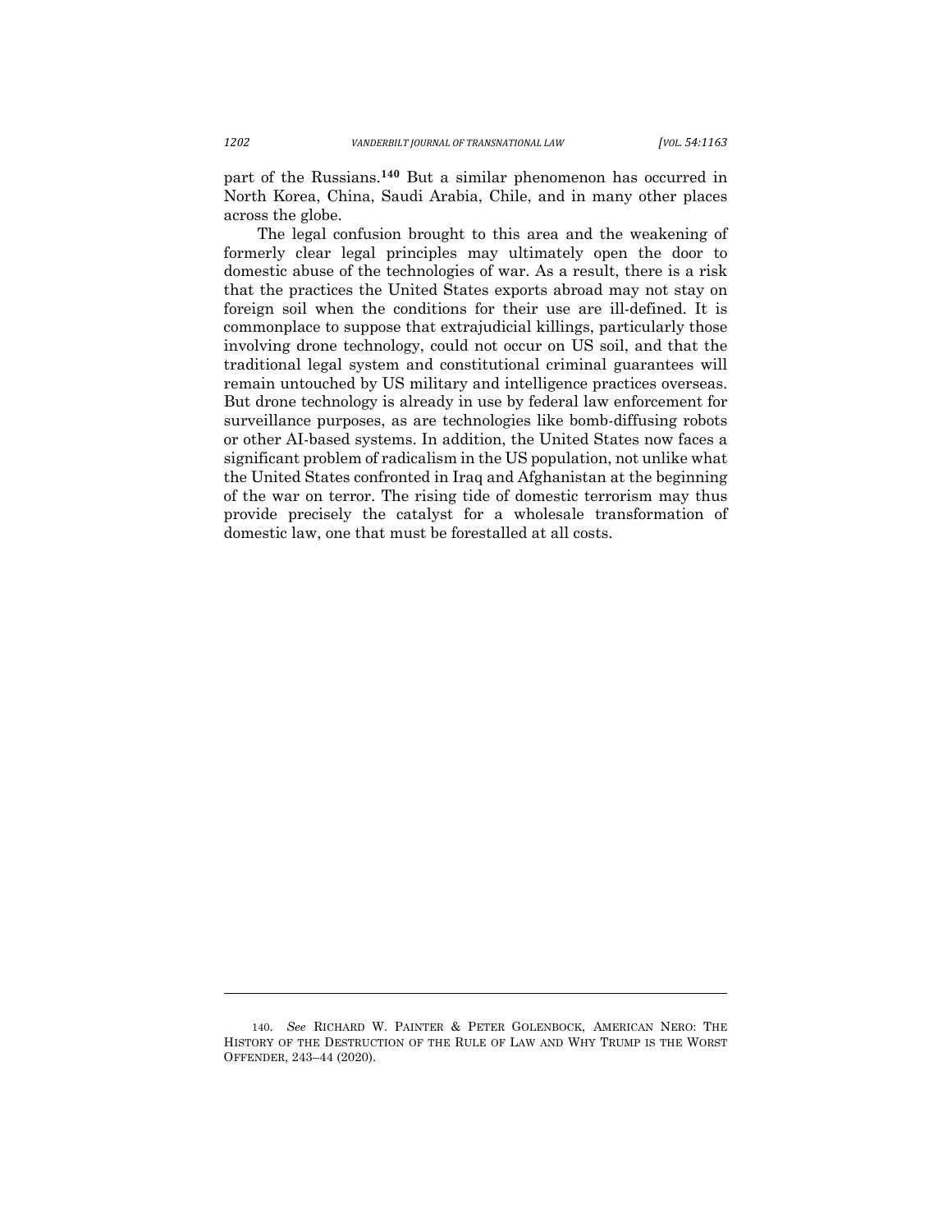part of the Russians.[140] But a similar phenomenon has occurred in North Korea, China, Saudi Arabia, Chile, and in many other places across the globe.

The legal confusion brought to this area and the weakening of formerly clear legal principles may ultimately open the door to domestic abuse of the technologies of war. As a result, there is a risk that the practices the United States exports abroad may not stay on foreign soil when the conditions for their use are ill-defined. It is commonplace to suppose that extrajudicial killings, particularly those involving drone technology, could not occur on US soil, and that the traditional legal system and constitutional criminal guarantees will remain untouched by US military and intelligence practices overseas. But drone technology is already in use by federal law enforcement for surveillance purposes, as are technologies like bomb-diffusing robots or other AI-based systems. In addition, the United States now faces a significant problem of radicalism in the US population, not unlike what the United States confronted in Iraq and Afghanistan at the beginning of the war on terror. The rising tide of domestic terrorism may thus provide precisely the catalyst for a wholesale transformation of domestic law, one that must be forestalled at all costs.

---

140. *See* RICHARD W. PAINTER & PETER GOLENBOCK, AMERICAN NERO: THE HISTORY OF THE DESTRUCTION OF THE RULE OF LAW AND WHY TRUMP IS THE WORST OFFENDER, 243–44 (2020).